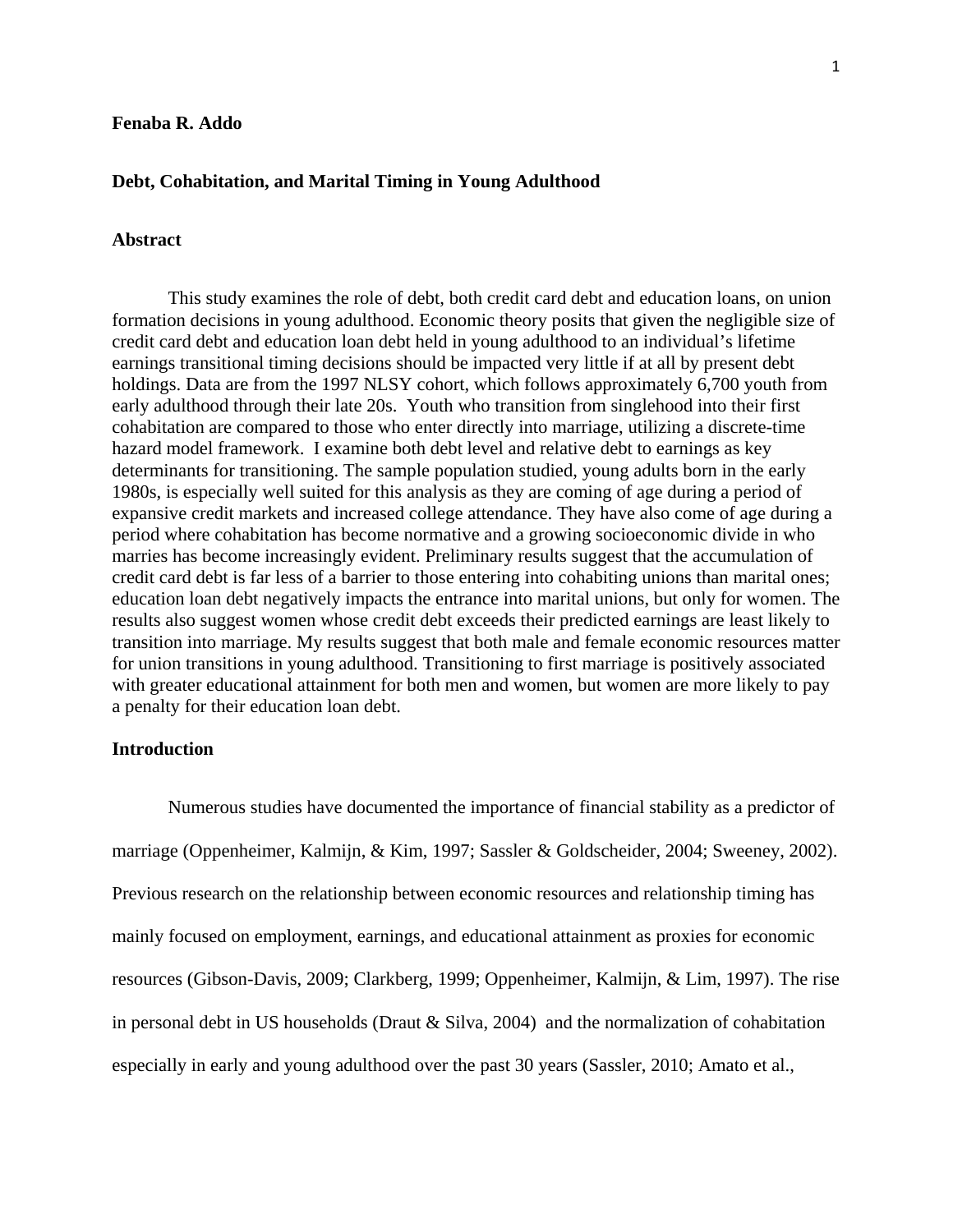**Fenaba R. Addo**

**Debt, Cohabitation, and Marital Timing in Young Adulthood**

## Abstract

This study examines the role of debt, both credit card debt and education loans, on union formation decisions in young adulthood. Economic theory posits that given the negligible size of credit card debt and education loan debt held in young adulthood to an individual's lifetime earnings transitional timing decisions should be impacted very little if at all by present debt holdings. Data are from the 1997 NLSY cohort, which follows approximately 6,700 youth from early adulthood through their late 20s. Youth who transition from singlehood into their first cohabitation are compared to those who enter directly into marriage, utilizing a discrete-time hazard model framework. I examine both debt level and relative debt to earnings as key determinants for transitioning. The sample population studied, young adults born in the early 1980s, is especially well suited for this analysis as they are coming of age during a period of expansive credit markets and increased college attendance. They have also come of age during a period where cohabitation has become normative and a growing socioeconomic divide in who marries has become increasingly evident. Preliminary results suggest that the accumulation of credit card debt is far less of a barrier to those entering into cohabiting unions than marital ones; education loan debt negatively impacts the entrance into marital unions, but only for women. The results also suggest women whose credit debt exceeds their predicted earnings are least likely to transition into marriage. My results suggest that both male and female economic resources matter for union transitions in young adulthood. Transitioning to first marriage is positively associated with greater educational attainment for both men and women, but women are more likely to pay a penalty for their education loan debt.

## Introduction

Numerous studies have documented the importance of financial stability as a predictor of marriage (Oppenheimer, Kalmijn, & Kim, 1997; Sassler & Goldscheider, 2004; Sweeney, 2002). Previous research on the relationship between economic resources and relationship timing has mainly focused on employment, earnings, and educational attainment as proxies for economic resources (Gibson-Davis, 2009; Clarkberg, 1999; Oppenheimer, Kalmijn, & Lim, 1997). The rise in personal debt in US households (Draut & Silva, 2004) and the normalization of cohabitation especially in early and young adulthood over the past 30 years (Sassler, 2010; Amato et al.,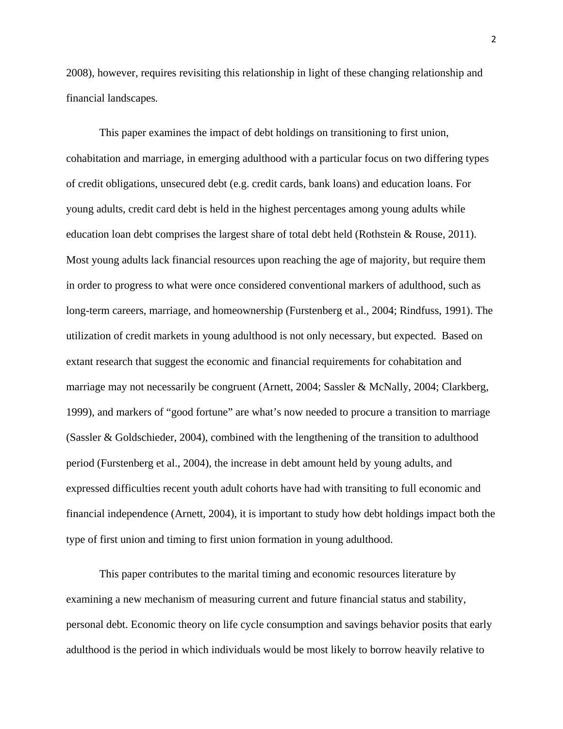2008), however, requires revisiting this relationship in light of these changing relationship and financial landscapes.

This paper examines the impact of debt holdings on transitioning to first union, cohabitation and marriage, in emerging adulthood with a particular focus on two differing types of credit obligations, unsecured debt (e.g. credit cards, bank loans) and education loans. For young adults, credit card debt is held in the highest percentages among young adults while education loan debt comprises the largest share of total debt held (Rothstein & Rouse, 2011). Most young adults lack financial resources upon reaching the age of majority, but require them in order to progress to what were once considered conventional markers of adulthood, such as long-term careers, marriage, and homeownership (Furstenberg et al., 2004; Rindfuss, 1991). The utilization of credit markets in young adulthood is not only necessary, but expected. Based on extant research that suggest the economic and financial requirements for cohabitation and marriage may not necessarily be congruent (Arnett, 2004; Sassler & McNally, 2004; Clarkberg, 1999), and markers of "good fortune" are what's now needed to procure a transition to marriage (Sassler & Goldschieder, 2004), combined with the lengthening of the transition to adulthood period (Furstenberg et al., 2004), the increase in debt amount held by young adults, and expressed difficulties recent youth adult cohorts have had with transiting to full economic and financial independence (Arnett, 2004), it is important to study how debt holdings impact both the type of first union and timing to first union formation in young adulthood.

This paper contributes to the marital timing and economic resources literature by examining a new mechanism of measuring current and future financial status and stability, personal debt. Economic theory on life cycle consumption and savings behavior posits that early adulthood is the period in which individuals would be most likely to borrow heavily relative to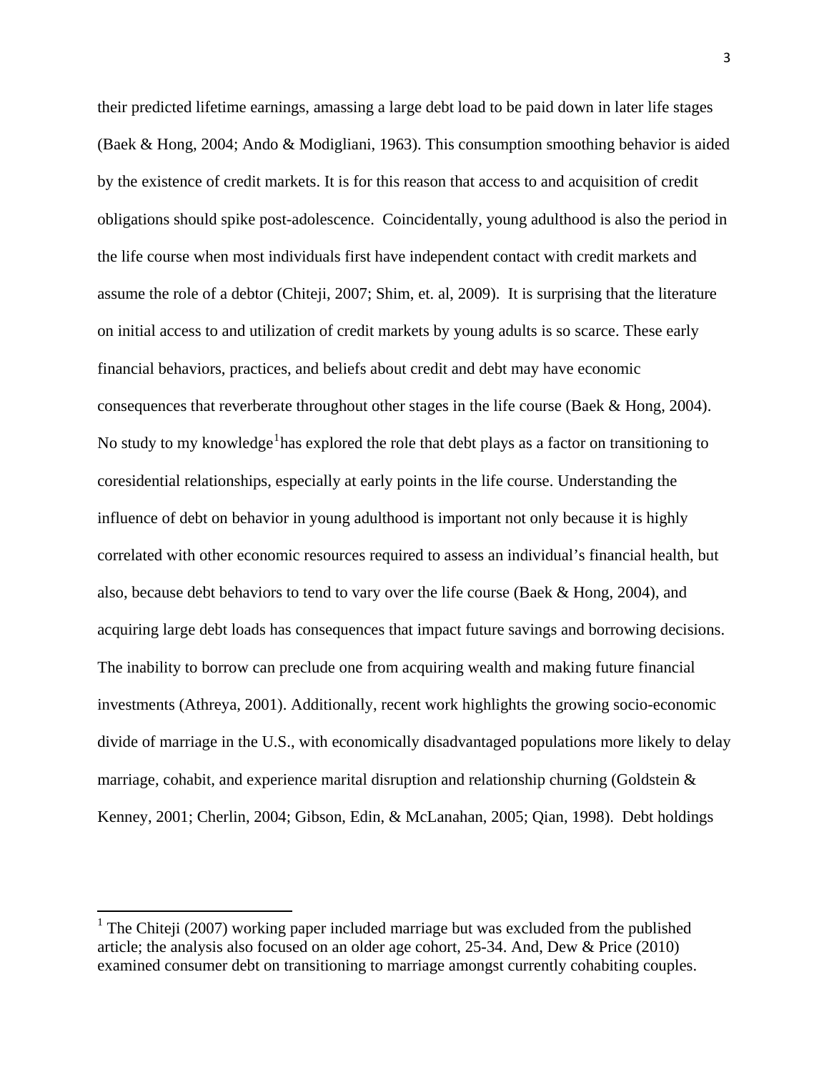their predicted lifetime earnings, amassing a large debt load to be paid down in later life stages (Baek & Hong, 2004; Ando & Modigliani, 1963). This consumption smoothing behavior is aided by the existence of credit markets. It is for this reason that access to and acquisition of credit obligations should spike post-adolescence. Coincidentally, young adulthood is also the period in the life course when most individuals first have independent contact with credit markets and assume the role of a debtor (Chiteji, 2007; Shim, et. al, 2009). It is surprising that the literature on initial access to and utilization of credit markets by young adults is so scarce. These early financial behaviors, practices, and beliefs about credit and debt may have economic consequences that reverberate throughout other stages in the life course (Baek & Hong, 2004). No study to my knowledge[1] has explored the role that debt plays as a factor on transitioning to coresidential relationships, especially at early points in the life course. Understanding the influence of debt on behavior in young adulthood is important not only because it is highly correlated with other economic resources required to assess an individual's financial health, but also, because debt behaviors to tend to vary over the life course (Baek & Hong, 2004), and acquiring large debt loads has consequences that impact future savings and borrowing decisions. The inability to borrow can preclude one from acquiring wealth and making future financial investments (Athreya, 2001). Additionally, recent work highlights the growing socio-economic divide of marriage in the U.S., with economically disadvantaged populations more likely to delay marriage, cohabit, and experience marital disruption and relationship churning (Goldstein & Kenney, 2001; Cherlin, 2004; Gibson, Edin, & McLanahan, 2005; Qian, 1998). Debt holdings

[1] The Chiteji (2007) working paper included marriage but was excluded from the published article; the analysis also focused on an older age cohort, 25-34. And, Dew & Price (2010) examined consumer debt on transitioning to marriage amongst currently cohabiting couples.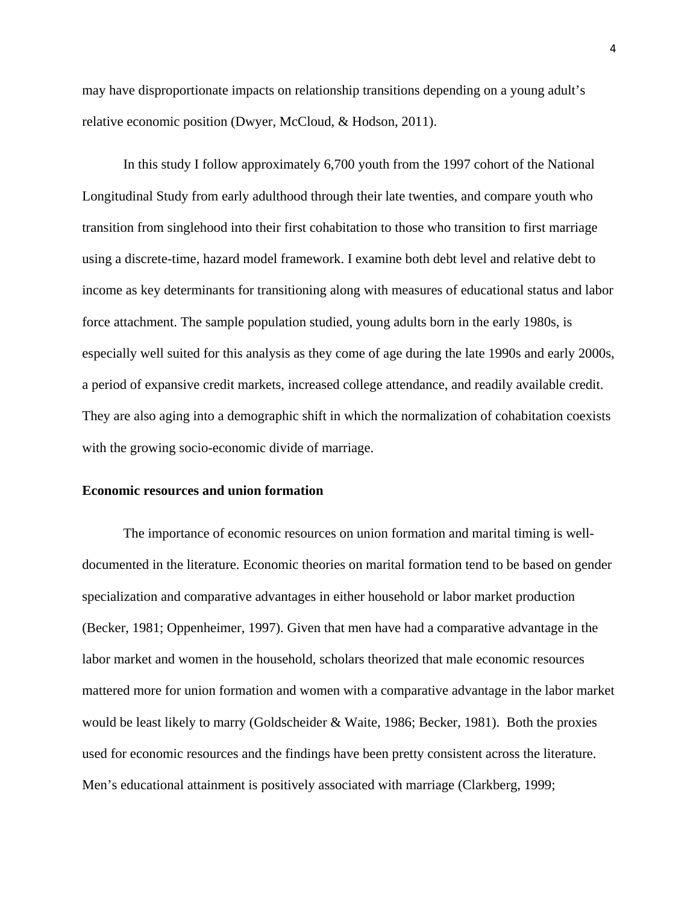may have disproportionate impacts on relationship transitions depending on a young adult's relative economic position (Dwyer, McCloud, & Hodson, 2011).

In this study I follow approximately 6,700 youth from the 1997 cohort of the National Longitudinal Study from early adulthood through their late twenties, and compare youth who transition from singlehood into their first cohabitation to those who transition to first marriage using a discrete-time, hazard model framework. I examine both debt level and relative debt to income as key determinants for transitioning along with measures of educational status and labor force attachment. The sample population studied, young adults born in the early 1980s, is especially well suited for this analysis as they come of age during the late 1990s and early 2000s, a period of expansive credit markets, increased college attendance, and readily available credit. They are also aging into a demographic shift in which the normalization of cohabitation coexists with the growing socio-economic divide of marriage.

## Economic resources and union formation

The importance of economic resources on union formation and marital timing is well-documented in the literature. Economic theories on marital formation tend to be based on gender specialization and comparative advantages in either household or labor market production (Becker, 1981; Oppenheimer, 1997). Given that men have had a comparative advantage in the labor market and women in the household, scholars theorized that male economic resources mattered more for union formation and women with a comparative advantage in the labor market would be least likely to marry (Goldscheider & Waite, 1986; Becker, 1981). Both the proxies used for economic resources and the findings have been pretty consistent across the literature. Men's educational attainment is positively associated with marriage (Clarkberg, 1999;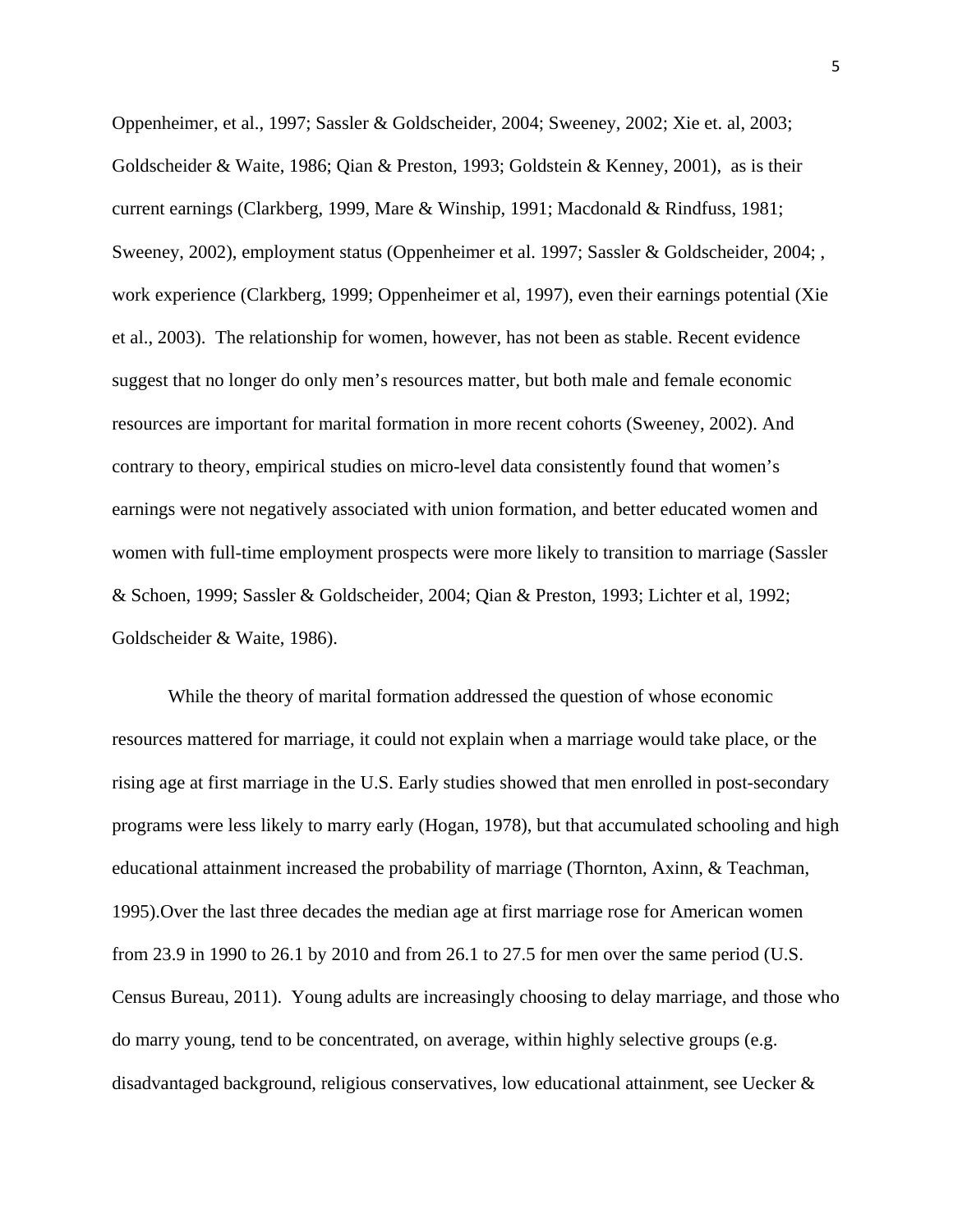Oppenheimer, et al., 1997; Sassler & Goldscheider, 2004; Sweeney, 2002; Xie et. al, 2003; Goldscheider & Waite, 1986; Qian & Preston, 1993; Goldstein & Kenney, 2001), as is their current earnings (Clarkberg, 1999, Mare & Winship, 1991; Macdonald & Rindfuss, 1981; Sweeney, 2002), employment status (Oppenheimer et al. 1997; Sassler & Goldscheider, 2004; , work experience (Clarkberg, 1999; Oppenheimer et al, 1997), even their earnings potential (Xie et al., 2003). The relationship for women, however, has not been as stable. Recent evidence suggest that no longer do only men's resources matter, but both male and female economic resources are important for marital formation in more recent cohorts (Sweeney, 2002). And contrary to theory, empirical studies on micro-level data consistently found that women's earnings were not negatively associated with union formation, and better educated women and women with full-time employment prospects were more likely to transition to marriage (Sassler & Schoen, 1999; Sassler & Goldscheider, 2004; Qian & Preston, 1993; Lichter et al, 1992; Goldscheider & Waite, 1986).

While the theory of marital formation addressed the question of whose economic resources mattered for marriage, it could not explain when a marriage would take place, or the rising age at first marriage in the U.S. Early studies showed that men enrolled in post-secondary programs were less likely to marry early (Hogan, 1978), but that accumulated schooling and high educational attainment increased the probability of marriage (Thornton, Axinn, & Teachman, 1995).Over the last three decades the median age at first marriage rose for American women from 23.9 in 1990 to 26.1 by 2010 and from 26.1 to 27.5 for men over the same period (U.S. Census Bureau, 2011). Young adults are increasingly choosing to delay marriage, and those who do marry young, tend to be concentrated, on average, within highly selective groups (e.g. disadvantaged background, religious conservatives, low educational attainment, see Uecker &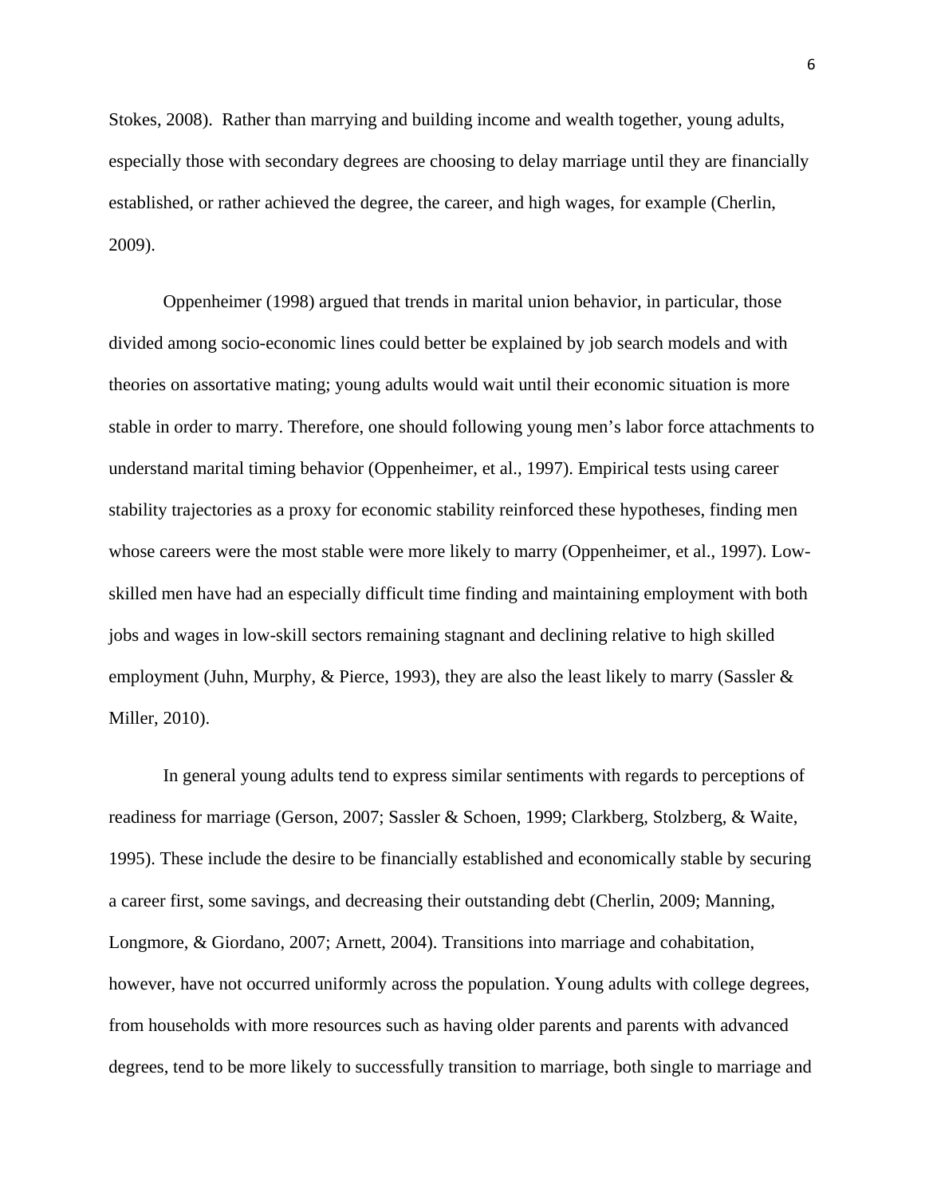Stokes, 2008). Rather than marrying and building income and wealth together, young adults, especially those with secondary degrees are choosing to delay marriage until they are financially established, or rather achieved the degree, the career, and high wages, for example (Cherlin, 2009).

Oppenheimer (1998) argued that trends in marital union behavior, in particular, those divided among socio-economic lines could better be explained by job search models and with theories on assortative mating; young adults would wait until their economic situation is more stable in order to marry. Therefore, one should following young men's labor force attachments to understand marital timing behavior (Oppenheimer, et al., 1997). Empirical tests using career stability trajectories as a proxy for economic stability reinforced these hypotheses, finding men whose careers were the most stable were more likely to marry (Oppenheimer, et al., 1997). Low-skilled men have had an especially difficult time finding and maintaining employment with both jobs and wages in low-skill sectors remaining stagnant and declining relative to high skilled employment (Juhn, Murphy, & Pierce, 1993), they are also the least likely to marry (Sassler & Miller, 2010).

In general young adults tend to express similar sentiments with regards to perceptions of readiness for marriage (Gerson, 2007; Sassler & Schoen, 1999; Clarkberg, Stolzberg, & Waite, 1995). These include the desire to be financially established and economically stable by securing a career first, some savings, and decreasing their outstanding debt (Cherlin, 2009; Manning, Longmore, & Giordano, 2007; Arnett, 2004). Transitions into marriage and cohabitation, however, have not occurred uniformly across the population. Young adults with college degrees, from households with more resources such as having older parents and parents with advanced degrees, tend to be more likely to successfully transition to marriage, both single to marriage and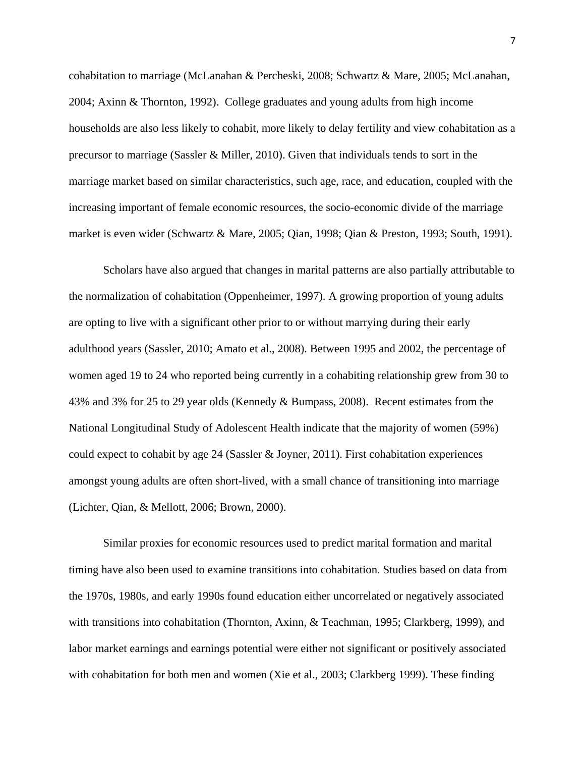cohabitation to marriage (McLanahan & Percheski, 2008; Schwartz & Mare, 2005; McLanahan, 2004; Axinn & Thornton, 1992). College graduates and young adults from high income households are also less likely to cohabit, more likely to delay fertility and view cohabitation as a precursor to marriage (Sassler & Miller, 2010). Given that individuals tends to sort in the marriage market based on similar characteristics, such age, race, and education, coupled with the increasing important of female economic resources, the socio-economic divide of the marriage market is even wider (Schwartz & Mare, 2005; Qian, 1998; Qian & Preston, 1993; South, 1991).

Scholars have also argued that changes in marital patterns are also partially attributable to the normalization of cohabitation (Oppenheimer, 1997). A growing proportion of young adults are opting to live with a significant other prior to or without marrying during their early adulthood years (Sassler, 2010; Amato et al., 2008). Between 1995 and 2002, the percentage of women aged 19 to 24 who reported being currently in a cohabiting relationship grew from 30 to 43% and 3% for 25 to 29 year olds (Kennedy & Bumpass, 2008). Recent estimates from the National Longitudinal Study of Adolescent Health indicate that the majority of women (59%) could expect to cohabit by age 24 (Sassler & Joyner, 2011). First cohabitation experiences amongst young adults are often short-lived, with a small chance of transitioning into marriage (Lichter, Qian, & Mellott, 2006; Brown, 2000).

Similar proxies for economic resources used to predict marital formation and marital timing have also been used to examine transitions into cohabitation. Studies based on data from the 1970s, 1980s, and early 1990s found education either uncorrelated or negatively associated with transitions into cohabitation (Thornton, Axinn, & Teachman, 1995; Clarkberg, 1999), and labor market earnings and earnings potential were either not significant or positively associated with cohabitation for both men and women (Xie et al., 2003; Clarkberg 1999). These finding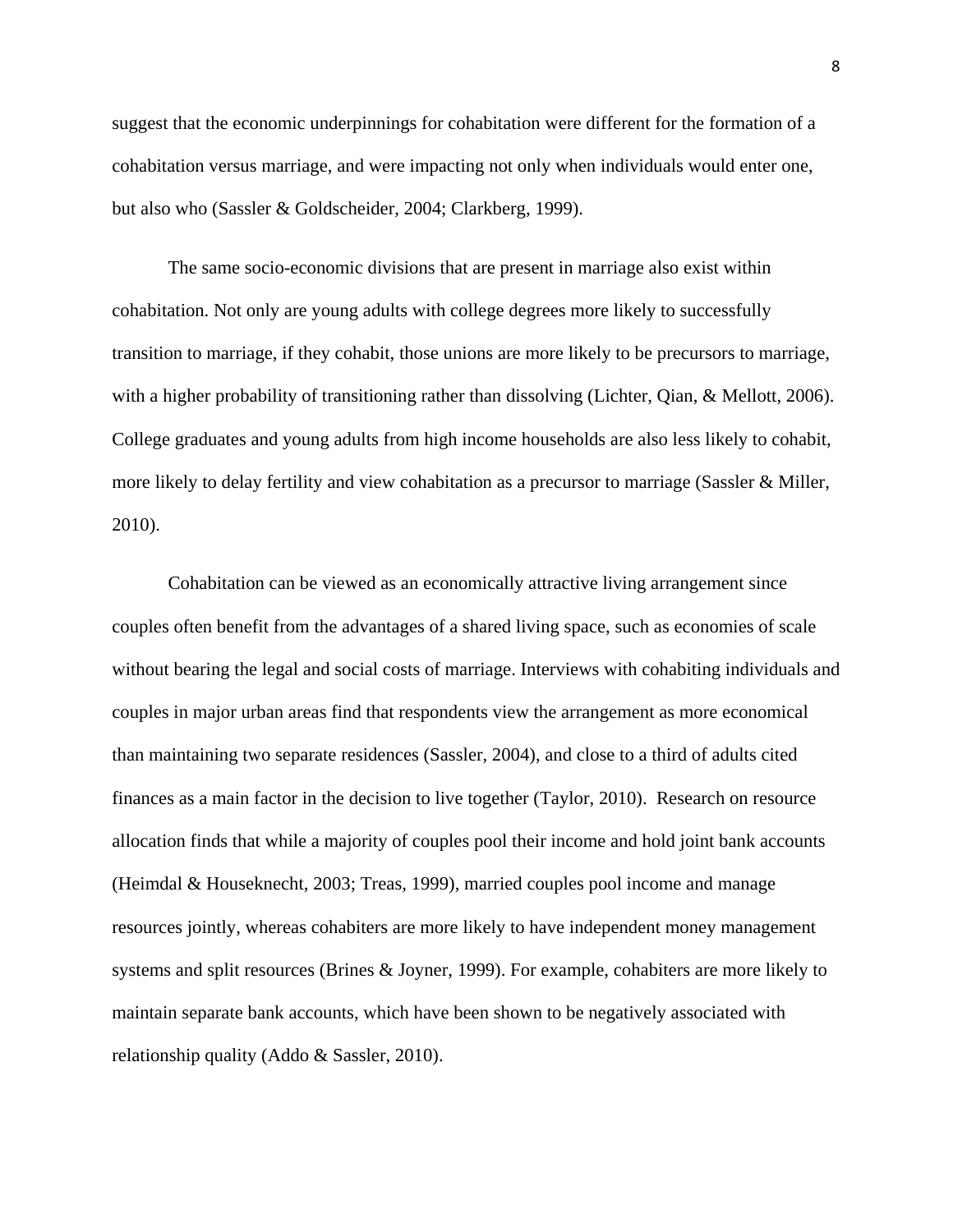suggest that the economic underpinnings for cohabitation were different for the formation of a cohabitation versus marriage, and were impacting not only when individuals would enter one, but also who (Sassler & Goldscheider, 2004; Clarkberg, 1999).

The same socio-economic divisions that are present in marriage also exist within cohabitation. Not only are young adults with college degrees more likely to successfully transition to marriage, if they cohabit, those unions are more likely to be precursors to marriage, with a higher probability of transitioning rather than dissolving (Lichter, Qian, & Mellott, 2006). College graduates and young adults from high income households are also less likely to cohabit, more likely to delay fertility and view cohabitation as a precursor to marriage (Sassler & Miller, 2010).

Cohabitation can be viewed as an economically attractive living arrangement since couples often benefit from the advantages of a shared living space, such as economies of scale without bearing the legal and social costs of marriage. Interviews with cohabiting individuals and couples in major urban areas find that respondents view the arrangement as more economical than maintaining two separate residences (Sassler, 2004), and close to a third of adults cited finances as a main factor in the decision to live together (Taylor, 2010). Research on resource allocation finds that while a majority of couples pool their income and hold joint bank accounts (Heimdal & Houseknecht, 2003; Treas, 1999), married couples pool income and manage resources jointly, whereas cohabiters are more likely to have independent money management systems and split resources (Brines & Joyner, 1999). For example, cohabiters are more likely to maintain separate bank accounts, which have been shown to be negatively associated with relationship quality (Addo & Sassler, 2010).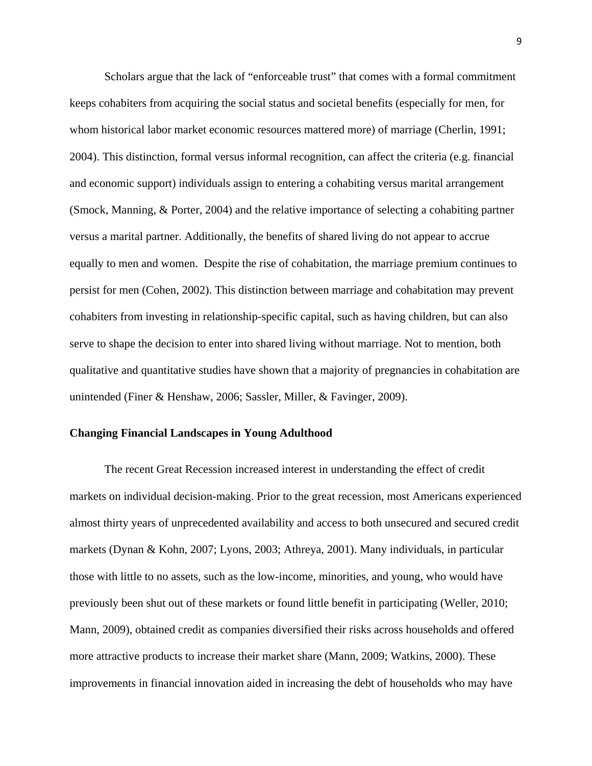Scholars argue that the lack of "enforceable trust" that comes with a formal commitment keeps cohabiters from acquiring the social status and societal benefits (especially for men, for whom historical labor market economic resources mattered more) of marriage (Cherlin, 1991; 2004). This distinction, formal versus informal recognition, can affect the criteria (e.g. financial and economic support) individuals assign to entering a cohabiting versus marital arrangement (Smock, Manning, & Porter, 2004) and the relative importance of selecting a cohabiting partner versus a marital partner. Additionally, the benefits of shared living do not appear to accrue equally to men and women. Despite the rise of cohabitation, the marriage premium continues to persist for men (Cohen, 2002). This distinction between marriage and cohabitation may prevent cohabiters from investing in relationship-specific capital, such as having children, but can also serve to shape the decision to enter into shared living without marriage. Not to mention, both qualitative and quantitative studies have shown that a majority of pregnancies in cohabitation are unintended (Finer & Henshaw, 2006; Sassler, Miller, & Favinger, 2009).

### Changing Financial Landscapes in Young Adulthood

The recent Great Recession increased interest in understanding the effect of credit markets on individual decision-making. Prior to the great recession, most Americans experienced almost thirty years of unprecedented availability and access to both unsecured and secured credit markets (Dynan & Kohn, 2007; Lyons, 2003; Athreya, 2001). Many individuals, in particular those with little to no assets, such as the low-income, minorities, and young, who would have previously been shut out of these markets or found little benefit in participating (Weller, 2010; Mann, 2009), obtained credit as companies diversified their risks across households and offered more attractive products to increase their market share (Mann, 2009; Watkins, 2000). These improvements in financial innovation aided in increasing the debt of households who may have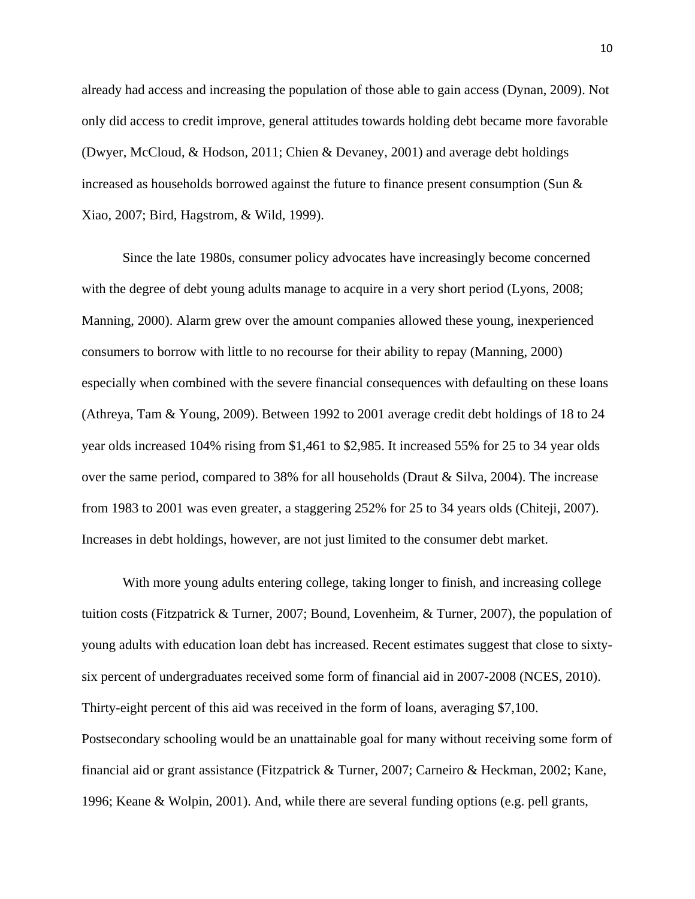already had access and increasing the population of those able to gain access (Dynan, 2009). Not only did access to credit improve, general attitudes towards holding debt became more favorable (Dwyer, McCloud, & Hodson, 2011; Chien & Devaney, 2001) and average debt holdings increased as households borrowed against the future to finance present consumption (Sun & Xiao, 2007; Bird, Hagstrom, & Wild, 1999).

Since the late 1980s, consumer policy advocates have increasingly become concerned with the degree of debt young adults manage to acquire in a very short period (Lyons, 2008; Manning, 2000). Alarm grew over the amount companies allowed these young, inexperienced consumers to borrow with little to no recourse for their ability to repay (Manning, 2000) especially when combined with the severe financial consequences with defaulting on these loans (Athreya, Tam & Young, 2009). Between 1992 to 2001 average credit debt holdings of 18 to 24 year olds increased 104% rising from $1,461 to $2,985. It increased 55% for 25 to 34 year olds over the same period, compared to 38% for all households (Draut & Silva, 2004). The increase from 1983 to 2001 was even greater, a staggering 252% for 25 to 34 years olds (Chiteji, 2007). Increases in debt holdings, however, are not just limited to the consumer debt market.

With more young adults entering college, taking longer to finish, and increasing college tuition costs (Fitzpatrick & Turner, 2007; Bound, Lovenheim, & Turner, 2007), the population of young adults with education loan debt has increased. Recent estimates suggest that close to sixty-six percent of undergraduates received some form of financial aid in 2007-2008 (NCES, 2010). Thirty-eight percent of this aid was received in the form of loans, averaging $7,100. Postsecondary schooling would be an unattainable goal for many without receiving some form of financial aid or grant assistance (Fitzpatrick & Turner, 2007; Carneiro & Heckman, 2002; Kane, 1996; Keane & Wolpin, 2001). And, while there are several funding options (e.g. pell grants,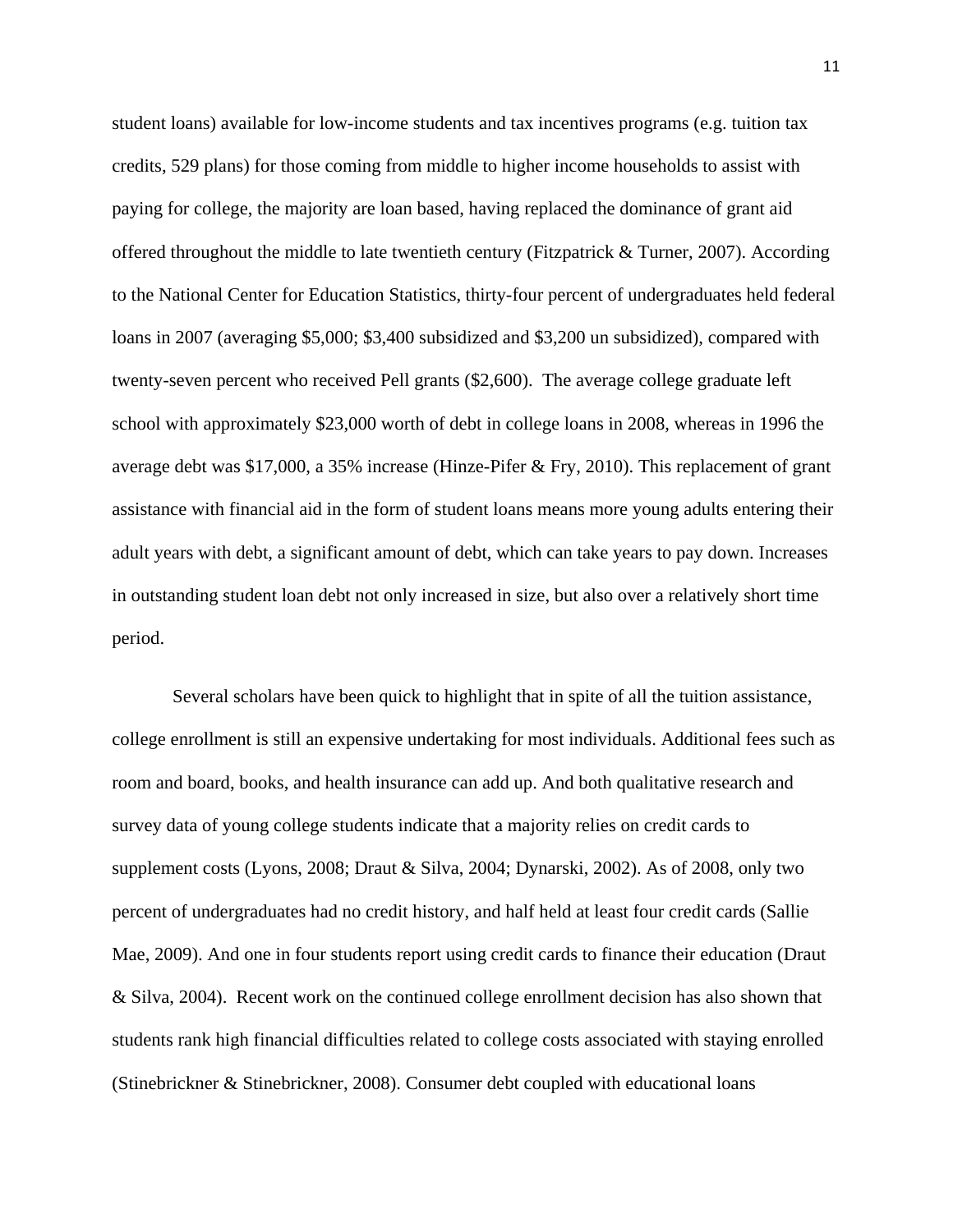student loans) available for low-income students and tax incentives programs (e.g. tuition tax credits, 529 plans) for those coming from middle to higher income households to assist with paying for college, the majority are loan based, having replaced the dominance of grant aid offered throughout the middle to late twentieth century (Fitzpatrick & Turner, 2007). According to the National Center for Education Statistics, thirty-four percent of undergraduates held federal loans in 2007 (averaging $5,000; $3,400 subsidized and $3,200 un subsidized), compared with twenty-seven percent who received Pell grants ($2,600). The average college graduate left school with approximately $23,000 worth of debt in college loans in 2008, whereas in 1996 the average debt was $17,000, a 35% increase (Hinze-Pifer & Fry, 2010). This replacement of grant assistance with financial aid in the form of student loans means more young adults entering their adult years with debt, a significant amount of debt, which can take years to pay down. Increases in outstanding student loan debt not only increased in size, but also over a relatively short time period.

Several scholars have been quick to highlight that in spite of all the tuition assistance, college enrollment is still an expensive undertaking for most individuals. Additional fees such as room and board, books, and health insurance can add up. And both qualitative research and survey data of young college students indicate that a majority relies on credit cards to supplement costs (Lyons, 2008; Draut & Silva, 2004; Dynarski, 2002). As of 2008, only two percent of undergraduates had no credit history, and half held at least four credit cards (Sallie Mae, 2009). And one in four students report using credit cards to finance their education (Draut & Silva, 2004). Recent work on the continued college enrollment decision has also shown that students rank high financial difficulties related to college costs associated with staying enrolled (Stinebrickner & Stinebrickner, 2008). Consumer debt coupled with educational loans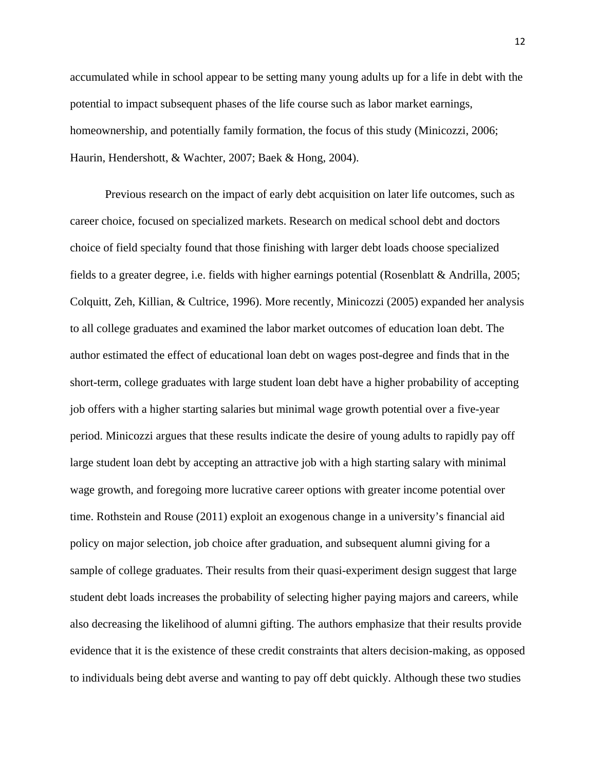accumulated while in school appear to be setting many young adults up for a life in debt with the potential to impact subsequent phases of the life course such as labor market earnings, homeownership, and potentially family formation, the focus of this study (Minicozzi, 2006; Haurin, Hendershott, & Wachter, 2007; Baek & Hong, 2004).

Previous research on the impact of early debt acquisition on later life outcomes, such as career choice, focused on specialized markets. Research on medical school debt and doctors choice of field specialty found that those finishing with larger debt loads choose specialized fields to a greater degree, i.e. fields with higher earnings potential (Rosenblatt & Andrilla, 2005; Colquitt, Zeh, Killian, & Cultrice, 1996). More recently, Minicozzi (2005) expanded her analysis to all college graduates and examined the labor market outcomes of education loan debt. The author estimated the effect of educational loan debt on wages post-degree and finds that in the short-term, college graduates with large student loan debt have a higher probability of accepting job offers with a higher starting salaries but minimal wage growth potential over a five-year period. Minicozzi argues that these results indicate the desire of young adults to rapidly pay off large student loan debt by accepting an attractive job with a high starting salary with minimal wage growth, and foregoing more lucrative career options with greater income potential over time. Rothstein and Rouse (2011) exploit an exogenous change in a university's financial aid policy on major selection, job choice after graduation, and subsequent alumni giving for a sample of college graduates. Their results from their quasi-experiment design suggest that large student debt loads increases the probability of selecting higher paying majors and careers, while also decreasing the likelihood of alumni gifting. The authors emphasize that their results provide evidence that it is the existence of these credit constraints that alters decision-making, as opposed to individuals being debt averse and wanting to pay off debt quickly. Although these two studies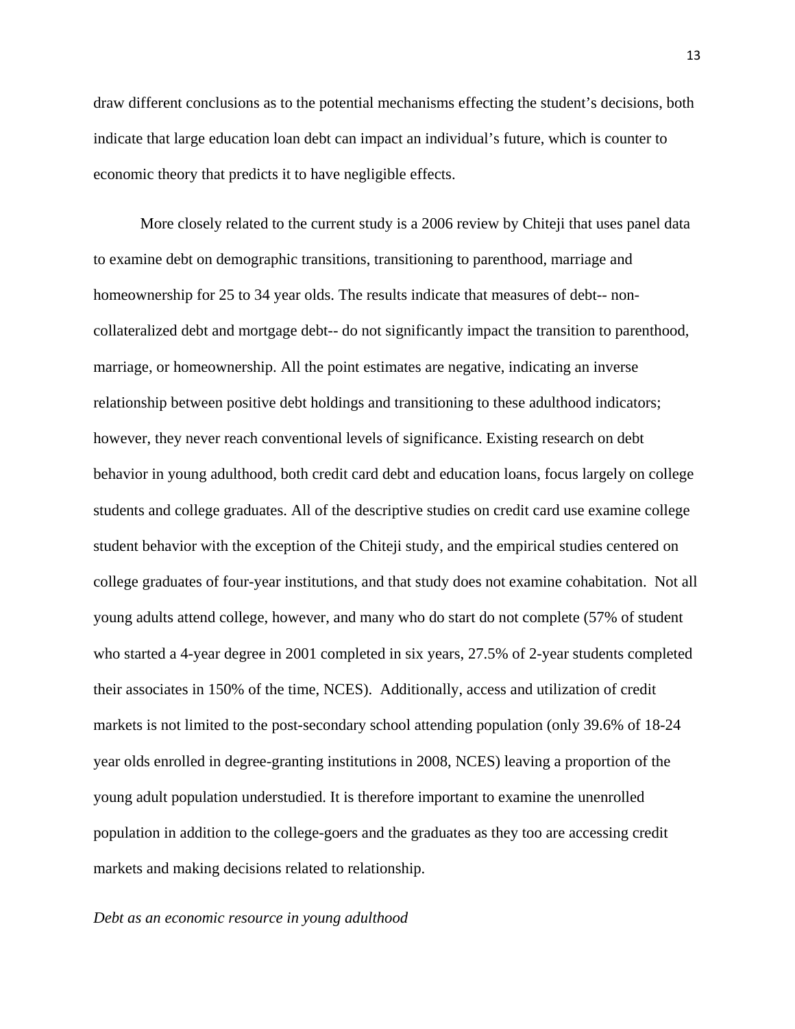draw different conclusions as to the potential mechanisms effecting the student's decisions, both indicate that large education loan debt can impact an individual's future, which is counter to economic theory that predicts it to have negligible effects.

More closely related to the current study is a 2006 review by Chiteji that uses panel data to examine debt on demographic transitions, transitioning to parenthood, marriage and homeownership for 25 to 34 year olds. The results indicate that measures of debt-- non-collateralized debt and mortgage debt-- do not significantly impact the transition to parenthood, marriage, or homeownership. All the point estimates are negative, indicating an inverse relationship between positive debt holdings and transitioning to these adulthood indicators; however, they never reach conventional levels of significance. Existing research on debt behavior in young adulthood, both credit card debt and education loans, focus largely on college students and college graduates. All of the descriptive studies on credit card use examine college student behavior with the exception of the Chiteji study, and the empirical studies centered on college graduates of four-year institutions, and that study does not examine cohabitation. Not all young adults attend college, however, and many who do start do not complete (57% of student who started a 4-year degree in 2001 completed in six years, 27.5% of 2-year students completed their associates in 150% of the time, NCES). Additionally, access and utilization of credit markets is not limited to the post-secondary school attending population (only 39.6% of 18-24 year olds enrolled in degree-granting institutions in 2008, NCES) leaving a proportion of the young adult population understudied. It is therefore important to examine the unenrolled population in addition to the college-goers and the graduates as they too are accessing credit markets and making decisions related to relationship.

*Debt as an economic resource in young adulthood*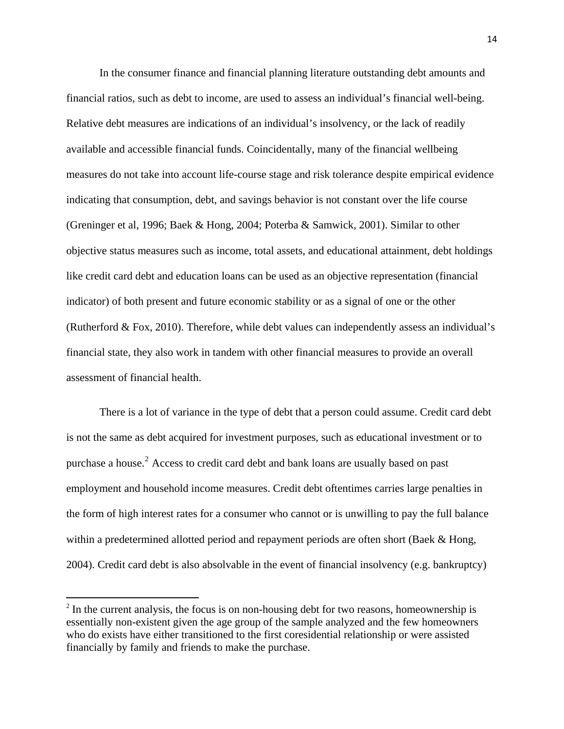In the consumer finance and financial planning literature outstanding debt amounts and financial ratios, such as debt to income, are used to assess an individual's financial well-being. Relative debt measures are indications of an individual's insolvency, or the lack of readily available and accessible financial funds. Coincidentally, many of the financial wellbeing measures do not take into account life-course stage and risk tolerance despite empirical evidence indicating that consumption, debt, and savings behavior is not constant over the life course (Greninger et al, 1996; Baek & Hong, 2004; Poterba & Samwick, 2001). Similar to other objective status measures such as income, total assets, and educational attainment, debt holdings like credit card debt and education loans can be used as an objective representation (financial indicator) of both present and future economic stability or as a signal of one or the other (Rutherford & Fox, 2010). Therefore, while debt values can independently assess an individual's financial state, they also work in tandem with other financial measures to provide an overall assessment of financial health.

There is a lot of variance in the type of debt that a person could assume. Credit card debt is not the same as debt acquired for investment purposes, such as educational investment or to purchase a house.[2] Access to credit card debt and bank loans are usually based on past employment and household income measures. Credit debt oftentimes carries large penalties in the form of high interest rates for a consumer who cannot or is unwilling to pay the full balance within a predetermined allotted period and repayment periods are often short (Baek & Hong, 2004). Credit card debt is also absolvable in the event of financial insolvency (e.g. bankruptcy)

[2] In the current analysis, the focus is on non-housing debt for two reasons, homeownership is essentially non-existent given the age group of the sample analyzed and the few homeowners who do exists have either transitioned to the first coresidential relationship or were assisted financially by family and friends to make the purchase.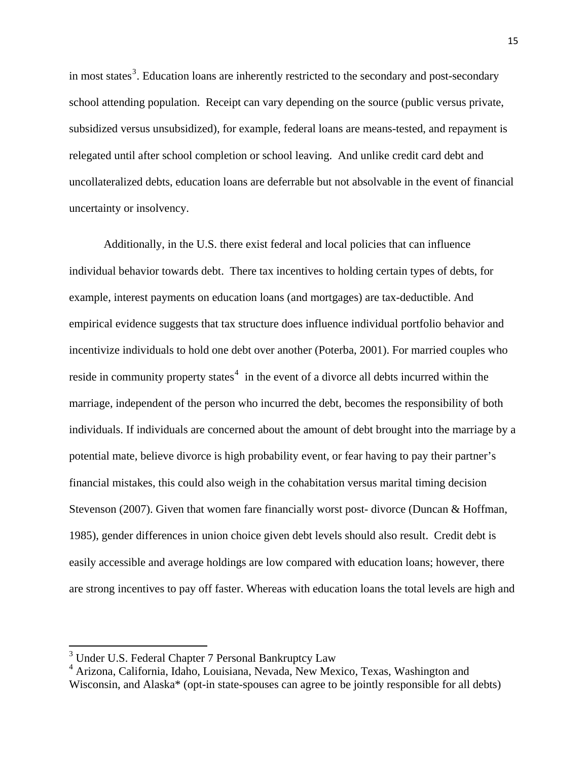in most states[3]. Education loans are inherently restricted to the secondary and post-secondary school attending population. Receipt can vary depending on the source (public versus private, subsidized versus unsubsidized), for example, federal loans are means-tested, and repayment is relegated until after school completion or school leaving. And unlike credit card debt and uncollateralized debts, education loans are deferrable but not absolvable in the event of financial uncertainty or insolvency.

Additionally, in the U.S. there exist federal and local policies that can influence individual behavior towards debt. There tax incentives to holding certain types of debts, for example, interest payments on education loans (and mortgages) are tax-deductible. And empirical evidence suggests that tax structure does influence individual portfolio behavior and incentivize individuals to hold one debt over another (Poterba, 2001). For married couples who reside in community property states[4] in the event of a divorce all debts incurred within the marriage, independent of the person who incurred the debt, becomes the responsibility of both individuals. If individuals are concerned about the amount of debt brought into the marriage by a potential mate, believe divorce is high probability event, or fear having to pay their partner's financial mistakes, this could also weigh in the cohabitation versus marital timing decision Stevenson (2007). Given that women fare financially worst post- divorce (Duncan & Hoffman, 1985), gender differences in union choice given debt levels should also result. Credit debt is easily accessible and average holdings are low compared with education loans; however, there are strong incentives to pay off faster. Whereas with education loans the total levels are high and

---

[3] Under U.S. Federal Chapter 7 Personal Bankruptcy Law

[4] Arizona, California, Idaho, Louisiana, Nevada, New Mexico, Texas, Washington and Wisconsin, and Alaska* (opt-in state-spouses can agree to be jointly responsible for all debts)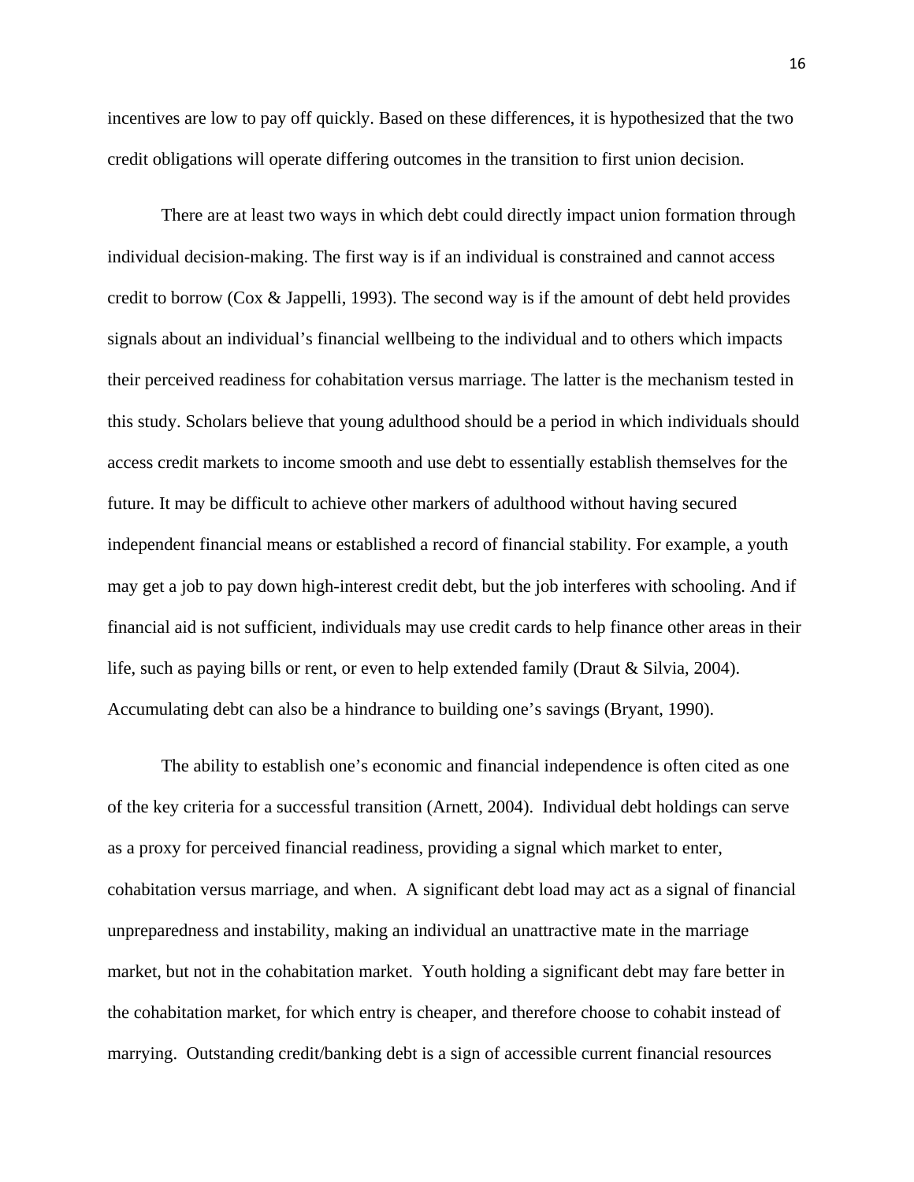incentives are low to pay off quickly. Based on these differences, it is hypothesized that the two credit obligations will operate differing outcomes in the transition to first union decision.

There are at least two ways in which debt could directly impact union formation through individual decision-making. The first way is if an individual is constrained and cannot access credit to borrow (Cox & Jappelli, 1993). The second way is if the amount of debt held provides signals about an individual's financial wellbeing to the individual and to others which impacts their perceived readiness for cohabitation versus marriage. The latter is the mechanism tested in this study. Scholars believe that young adulthood should be a period in which individuals should access credit markets to income smooth and use debt to essentially establish themselves for the future. It may be difficult to achieve other markers of adulthood without having secured independent financial means or established a record of financial stability. For example, a youth may get a job to pay down high-interest credit debt, but the job interferes with schooling. And if financial aid is not sufficient, individuals may use credit cards to help finance other areas in their life, such as paying bills or rent, or even to help extended family (Draut & Silvia, 2004). Accumulating debt can also be a hindrance to building one's savings (Bryant, 1990).

The ability to establish one's economic and financial independence is often cited as one of the key criteria for a successful transition (Arnett, 2004). Individual debt holdings can serve as a proxy for perceived financial readiness, providing a signal which market to enter, cohabitation versus marriage, and when. A significant debt load may act as a signal of financial unpreparedness and instability, making an individual an unattractive mate in the marriage market, but not in the cohabitation market. Youth holding a significant debt may fare better in the cohabitation market, for which entry is cheaper, and therefore choose to cohabit instead of marrying. Outstanding credit/banking debt is a sign of accessible current financial resources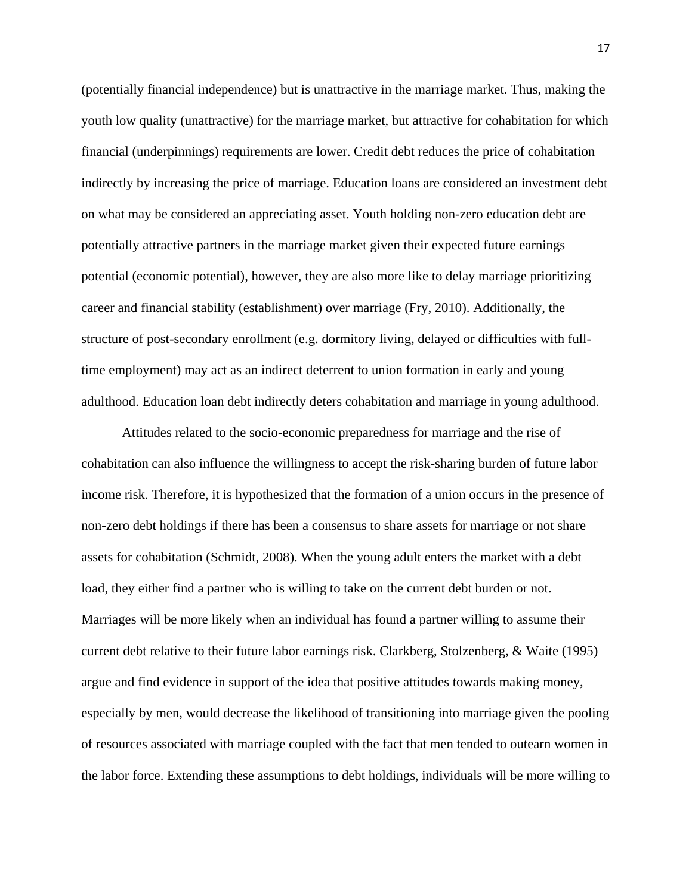(potentially financial independence) but is unattractive in the marriage market. Thus, making the youth low quality (unattractive) for the marriage market, but attractive for cohabitation for which financial (underpinnings) requirements are lower. Credit debt reduces the price of cohabitation indirectly by increasing the price of marriage. Education loans are considered an investment debt on what may be considered an appreciating asset. Youth holding non-zero education debt are potentially attractive partners in the marriage market given their expected future earnings potential (economic potential), however, they are also more like to delay marriage prioritizing career and financial stability (establishment) over marriage (Fry, 2010). Additionally, the structure of post-secondary enrollment (e.g. dormitory living, delayed or difficulties with full-time employment) may act as an indirect deterrent to union formation in early and young adulthood. Education loan debt indirectly deters cohabitation and marriage in young adulthood.

Attitudes related to the socio-economic preparedness for marriage and the rise of cohabitation can also influence the willingness to accept the risk-sharing burden of future labor income risk. Therefore, it is hypothesized that the formation of a union occurs in the presence of non-zero debt holdings if there has been a consensus to share assets for marriage or not share assets for cohabitation (Schmidt, 2008). When the young adult enters the market with a debt load, they either find a partner who is willing to take on the current debt burden or not. Marriages will be more likely when an individual has found a partner willing to assume their current debt relative to their future labor earnings risk. Clarkberg, Stolzenberg, & Waite (1995) argue and find evidence in support of the idea that positive attitudes towards making money, especially by men, would decrease the likelihood of transitioning into marriage given the pooling of resources associated with marriage coupled with the fact that men tended to outearn women in the labor force. Extending these assumptions to debt holdings, individuals will be more willing to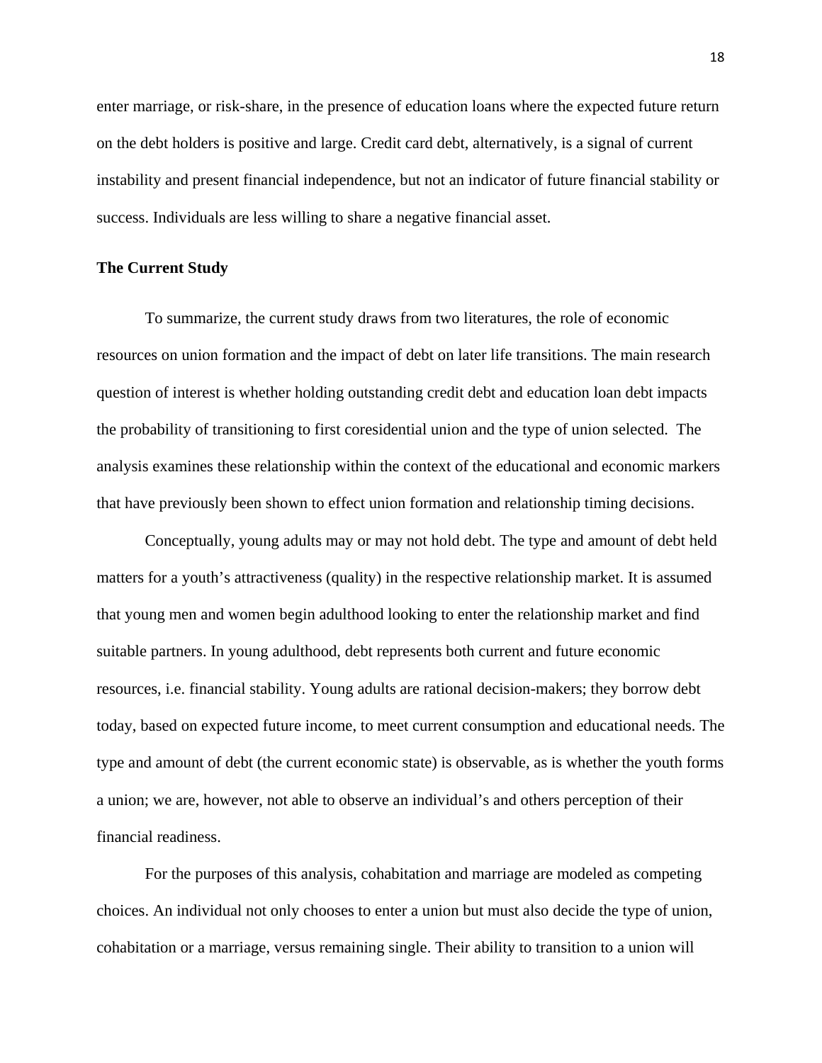enter marriage, or risk-share, in the presence of education loans where the expected future return on the debt holders is positive and large. Credit card debt, alternatively, is a signal of current instability and present financial independence, but not an indicator of future financial stability or success. Individuals are less willing to share a negative financial asset.

**The Current Study**

To summarize, the current study draws from two literatures, the role of economic resources on union formation and the impact of debt on later life transitions. The main research question of interest is whether holding outstanding credit debt and education loan debt impacts the probability of transitioning to first coresidential union and the type of union selected. The analysis examines these relationship within the context of the educational and economic markers that have previously been shown to effect union formation and relationship timing decisions.

Conceptually, young adults may or may not hold debt. The type and amount of debt held matters for a youth's attractiveness (quality) in the respective relationship market. It is assumed that young men and women begin adulthood looking to enter the relationship market and find suitable partners. In young adulthood, debt represents both current and future economic resources, i.e. financial stability. Young adults are rational decision-makers; they borrow debt today, based on expected future income, to meet current consumption and educational needs. The type and amount of debt (the current economic state) is observable, as is whether the youth forms a union; we are, however, not able to observe an individual's and others perception of their financial readiness.

For the purposes of this analysis, cohabitation and marriage are modeled as competing choices. An individual not only chooses to enter a union but must also decide the type of union, cohabitation or a marriage, versus remaining single. Their ability to transition to a union will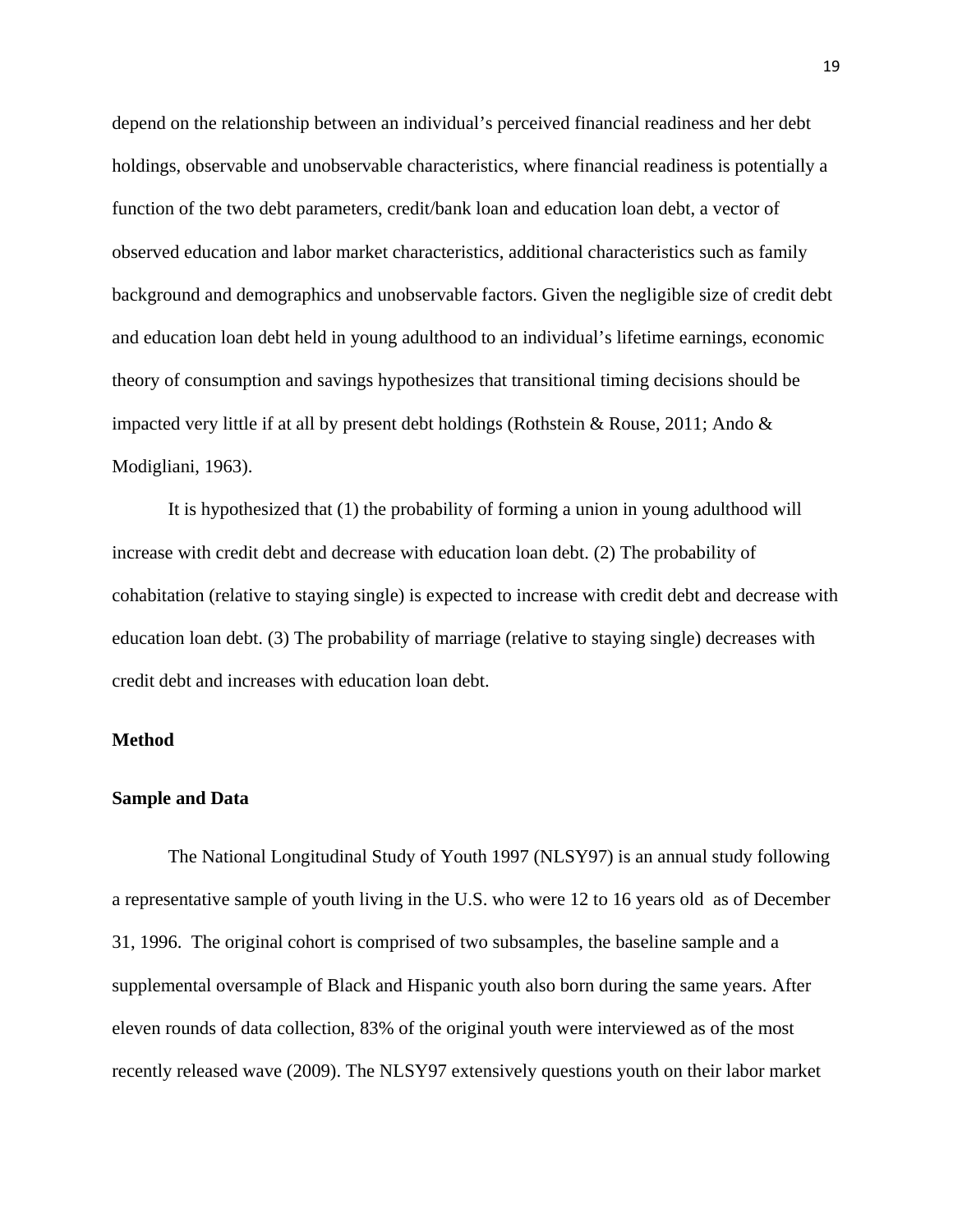depend on the relationship between an individual's perceived financial readiness and her debt holdings, observable and unobservable characteristics, where financial readiness is potentially a function of the two debt parameters, credit/bank loan and education loan debt, a vector of observed education and labor market characteristics, additional characteristics such as family background and demographics and unobservable factors. Given the negligible size of credit debt and education loan debt held in young adulthood to an individual's lifetime earnings, economic theory of consumption and savings hypothesizes that transitional timing decisions should be impacted very little if at all by present debt holdings (Rothstein & Rouse, 2011; Ando & Modigliani, 1963).

It is hypothesized that (1) the probability of forming a union in young adulthood will increase with credit debt and decrease with education loan debt. (2) The probability of cohabitation (relative to staying single) is expected to increase with credit debt and decrease with education loan debt. (3) The probability of marriage (relative to staying single) decreases with credit debt and increases with education loan debt.

## Method

### Sample and Data

The National Longitudinal Study of Youth 1997 (NLSY97) is an annual study following a representative sample of youth living in the U.S. who were 12 to 16 years old as of December 31, 1996. The original cohort is comprised of two subsamples, the baseline sample and a supplemental oversample of Black and Hispanic youth also born during the same years. After eleven rounds of data collection, 83% of the original youth were interviewed as of the most recently released wave (2009). The NLSY97 extensively questions youth on their labor market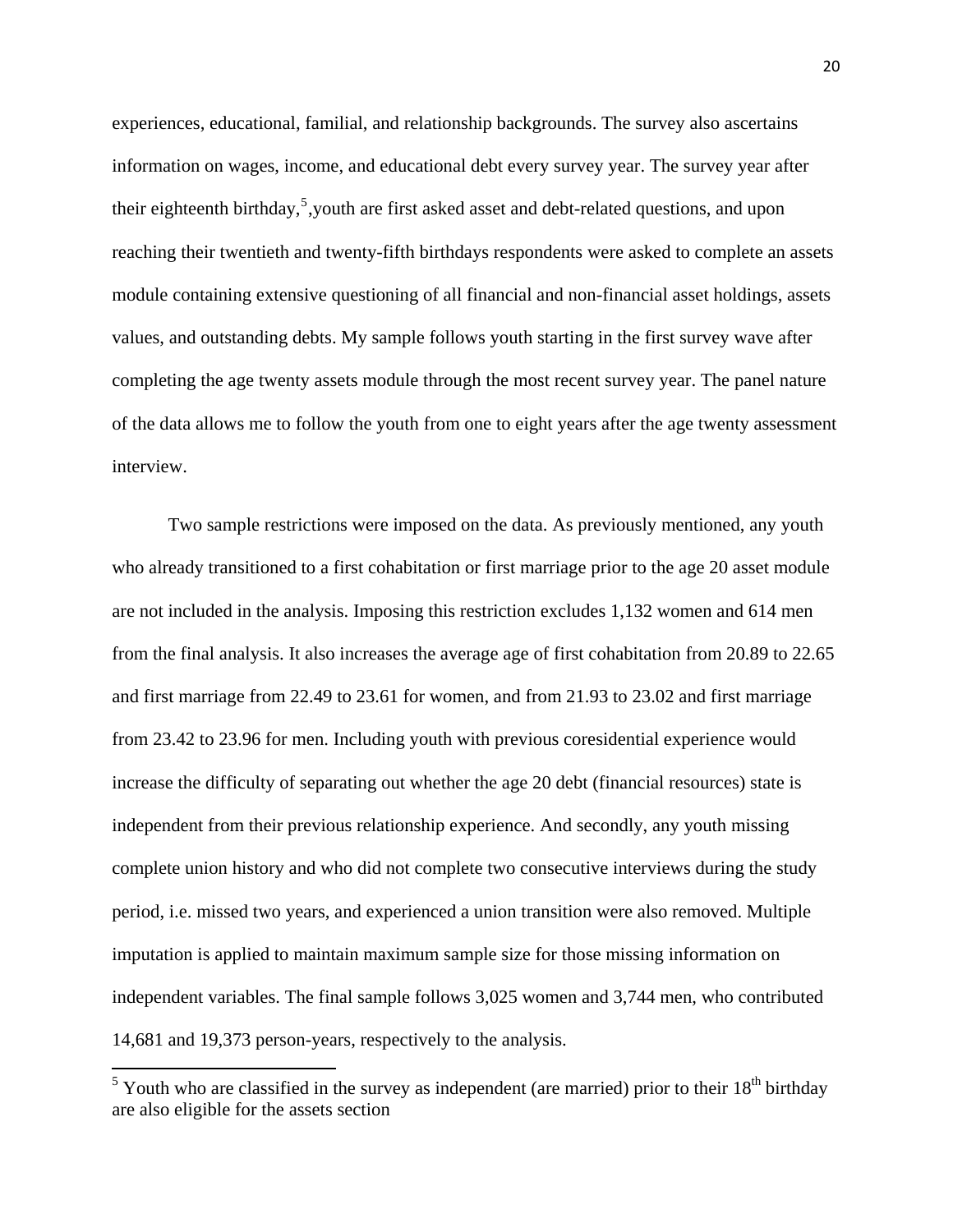experiences, educational, familial, and relationship backgrounds. The survey also ascertains information on wages, income, and educational debt every survey year. The survey year after their eighteenth birthday,[5],youth are first asked asset and debt-related questions, and upon reaching their twentieth and twenty-fifth birthdays respondents were asked to complete an assets module containing extensive questioning of all financial and non-financial asset holdings, assets values, and outstanding debts. My sample follows youth starting in the first survey wave after completing the age twenty assets module through the most recent survey year. The panel nature of the data allows me to follow the youth from one to eight years after the age twenty assessment interview.

Two sample restrictions were imposed on the data. As previously mentioned, any youth who already transitioned to a first cohabitation or first marriage prior to the age 20 asset module are not included in the analysis. Imposing this restriction excludes 1,132 women and 614 men from the final analysis. It also increases the average age of first cohabitation from 20.89 to 22.65 and first marriage from 22.49 to 23.61 for women, and from 21.93 to 23.02 and first marriage from 23.42 to 23.96 for men. Including youth with previous coresidential experience would increase the difficulty of separating out whether the age 20 debt (financial resources) state is independent from their previous relationship experience. And secondly, any youth missing complete union history and who did not complete two consecutive interviews during the study period, i.e. missed two years, and experienced a union transition were also removed. Multiple imputation is applied to maintain maximum sample size for those missing information on independent variables. The final sample follows 3,025 women and 3,744 men, who contributed 14,681 and 19,373 person-years, respectively to the analysis.

[5] Youth who are classified in the survey as independent (are married) prior to their 18th birthday are also eligible for the assets section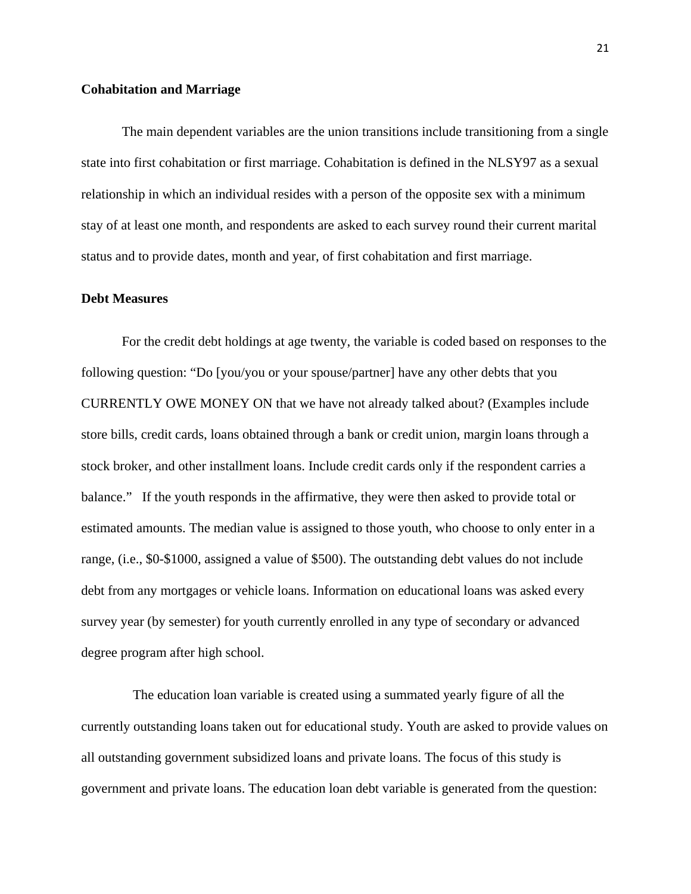**Cohabitation and Marriage**

The main dependent variables are the union transitions include transitioning from a single state into first cohabitation or first marriage. Cohabitation is defined in the NLSY97 as a sexual relationship in which an individual resides with a person of the opposite sex with a minimum stay of at least one month, and respondents are asked to each survey round their current marital status and to provide dates, month and year, of first cohabitation and first marriage.

**Debt Measures**

For the credit debt holdings at age twenty, the variable is coded based on responses to the following question: "Do [you/you or your spouse/partner] have any other debts that you CURRENTLY OWE MONEY ON that we have not already talked about? (Examples include store bills, credit cards, loans obtained through a bank or credit union, margin loans through a stock broker, and other installment loans. Include credit cards only if the respondent carries a balance." If the youth responds in the affirmative, they were then asked to provide total or estimated amounts. The median value is assigned to those youth, who choose to only enter in a range, (i.e., $0-$1000, assigned a value of $500). The outstanding debt values do not include debt from any mortgages or vehicle loans. Information on educational loans was asked every survey year (by semester) for youth currently enrolled in any type of secondary or advanced degree program after high school.

The education loan variable is created using a summated yearly figure of all the currently outstanding loans taken out for educational study. Youth are asked to provide values on all outstanding government subsidized loans and private loans. The focus of this study is government and private loans. The education loan debt variable is generated from the question: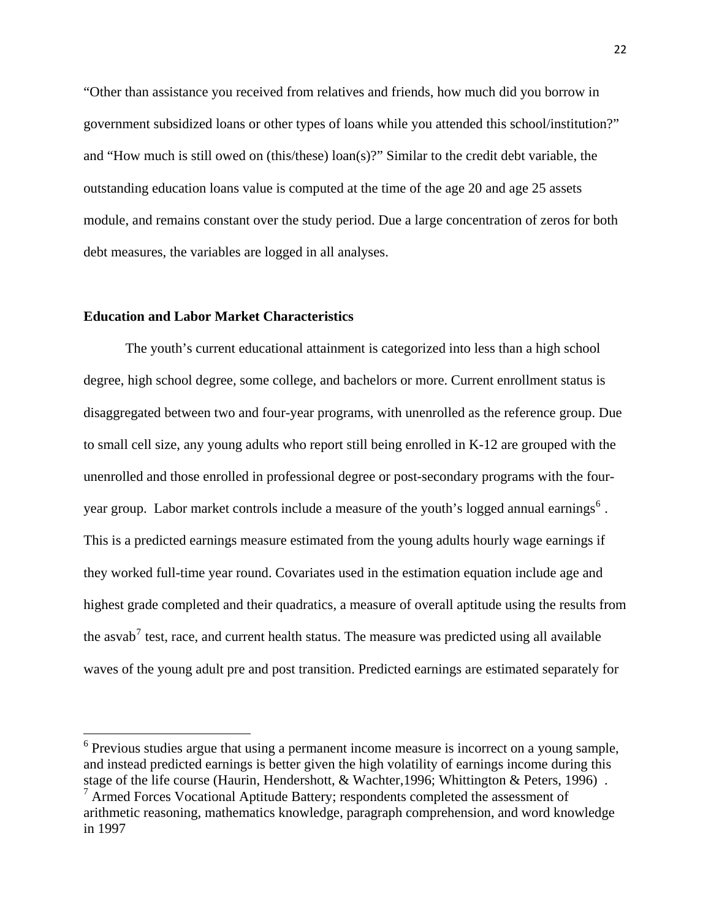"Other than assistance you received from relatives and friends, how much did you borrow in government subsidized loans or other types of loans while you attended this school/institution?" and "How much is still owed on (this/these) loan(s)?" Similar to the credit debt variable, the outstanding education loans value is computed at the time of the age 20 and age 25 assets module, and remains constant over the study period. Due a large concentration of zeros for both debt measures, the variables are logged in all analyses.

### Education and Labor Market Characteristics

The youth's current educational attainment is categorized into less than a high school degree, high school degree, some college, and bachelors or more. Current enrollment status is disaggregated between two and four-year programs, with unenrolled as the reference group. Due to small cell size, any young adults who report still being enrolled in K-12 are grouped with the unenrolled and those enrolled in professional degree or post-secondary programs with the four-year group. Labor market controls include a measure of the youth's logged annual earnings[6] . This is a predicted earnings measure estimated from the young adults hourly wage earnings if they worked full-time year round. Covariates used in the estimation equation include age and highest grade completed and their quadratics, a measure of overall aptitude using the results from the asvab[7] test, race, and current health status. The measure was predicted using all available waves of the young adult pre and post transition. Predicted earnings are estimated separately for

---

[6] Previous studies argue that using a permanent income measure is incorrect on a young sample, and instead predicted earnings is better given the high volatility of earnings income during this stage of the life course (Haurin, Hendershott, & Wachter,1996; Whittington & Peters, 1996) .

[7] Armed Forces Vocational Aptitude Battery; respondents completed the assessment of arithmetic reasoning, mathematics knowledge, paragraph comprehension, and word knowledge in 1997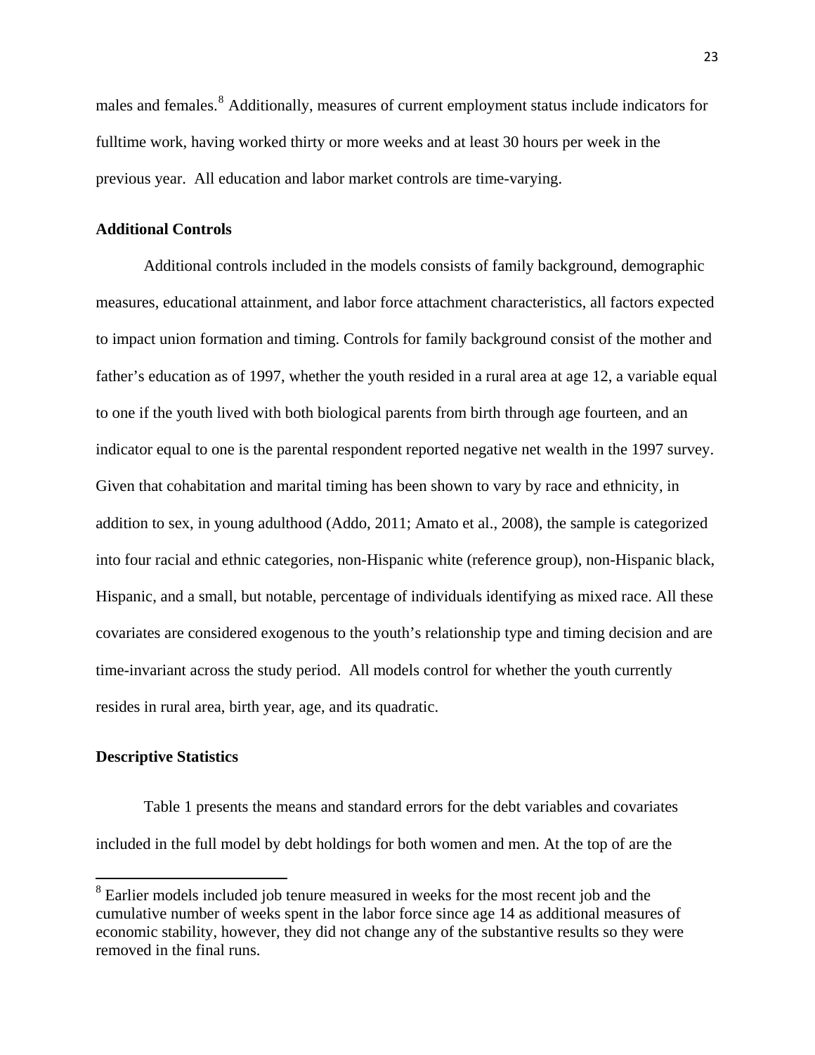males and females.[8] Additionally, measures of current employment status include indicators for fulltime work, having worked thirty or more weeks and at least 30 hours per week in the previous year. All education and labor market controls are time-varying.

**Additional Controls**

Additional controls included in the models consists of family background, demographic measures, educational attainment, and labor force attachment characteristics, all factors expected to impact union formation and timing. Controls for family background consist of the mother and father's education as of 1997, whether the youth resided in a rural area at age 12, a variable equal to one if the youth lived with both biological parents from birth through age fourteen, and an indicator equal to one is the parental respondent reported negative net wealth in the 1997 survey. Given that cohabitation and marital timing has been shown to vary by race and ethnicity, in addition to sex, in young adulthood (Addo, 2011; Amato et al., 2008), the sample is categorized into four racial and ethnic categories, non-Hispanic white (reference group), non-Hispanic black, Hispanic, and a small, but notable, percentage of individuals identifying as mixed race. All these covariates are considered exogenous to the youth's relationship type and timing decision and are time-invariant across the study period. All models control for whether the youth currently resides in rural area, birth year, age, and its quadratic.

**Descriptive Statistics**

Table 1 presents the means and standard errors for the debt variables and covariates included in the full model by debt holdings for both women and men. At the top of are the

[8] Earlier models included job tenure measured in weeks for the most recent job and the cumulative number of weeks spent in the labor force since age 14 as additional measures of economic stability, however, they did not change any of the substantive results so they were removed in the final runs.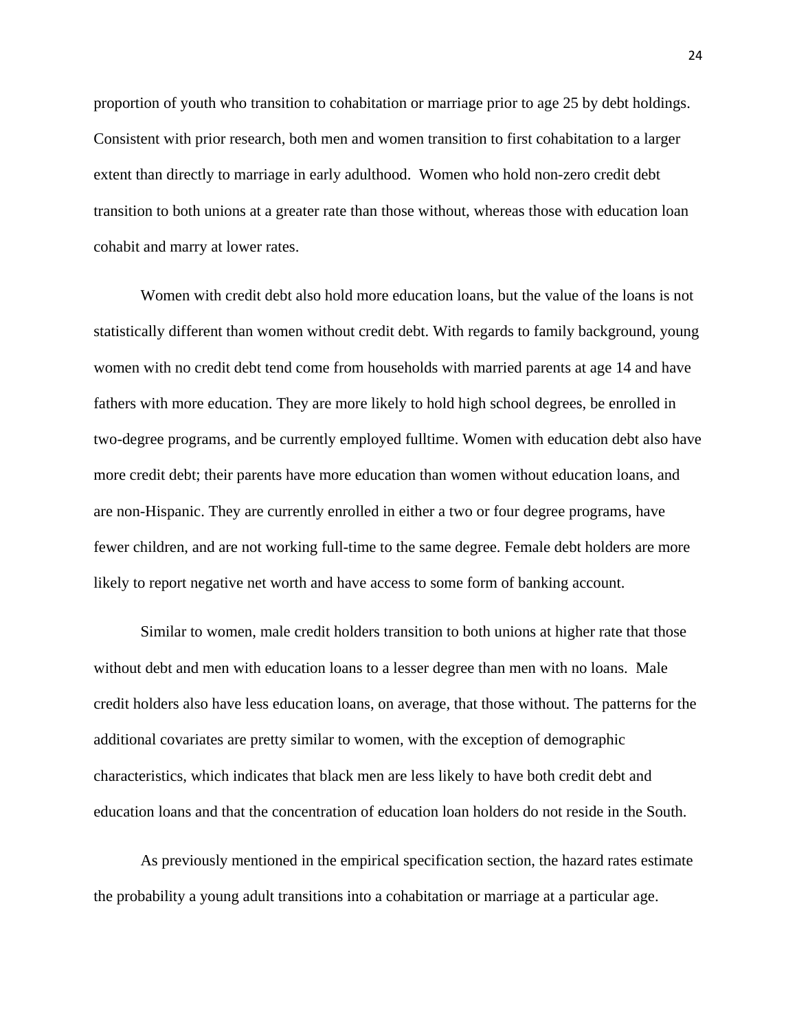proportion of youth who transition to cohabitation or marriage prior to age 25 by debt holdings. Consistent with prior research, both men and women transition to first cohabitation to a larger extent than directly to marriage in early adulthood. Women who hold non-zero credit debt transition to both unions at a greater rate than those without, whereas those with education loan cohabit and marry at lower rates.

Women with credit debt also hold more education loans, but the value of the loans is not statistically different than women without credit debt. With regards to family background, young women with no credit debt tend come from households with married parents at age 14 and have fathers with more education. They are more likely to hold high school degrees, be enrolled in two-degree programs, and be currently employed fulltime. Women with education debt also have more credit debt; their parents have more education than women without education loans, and are non-Hispanic. They are currently enrolled in either a two or four degree programs, have fewer children, and are not working full-time to the same degree. Female debt holders are more likely to report negative net worth and have access to some form of banking account.

Similar to women, male credit holders transition to both unions at higher rate that those without debt and men with education loans to a lesser degree than men with no loans. Male credit holders also have less education loans, on average, that those without. The patterns for the additional covariates are pretty similar to women, with the exception of demographic characteristics, which indicates that black men are less likely to have both credit debt and education loans and that the concentration of education loan holders do not reside in the South.

As previously mentioned in the empirical specification section, the hazard rates estimate the probability a young adult transitions into a cohabitation or marriage at a particular age.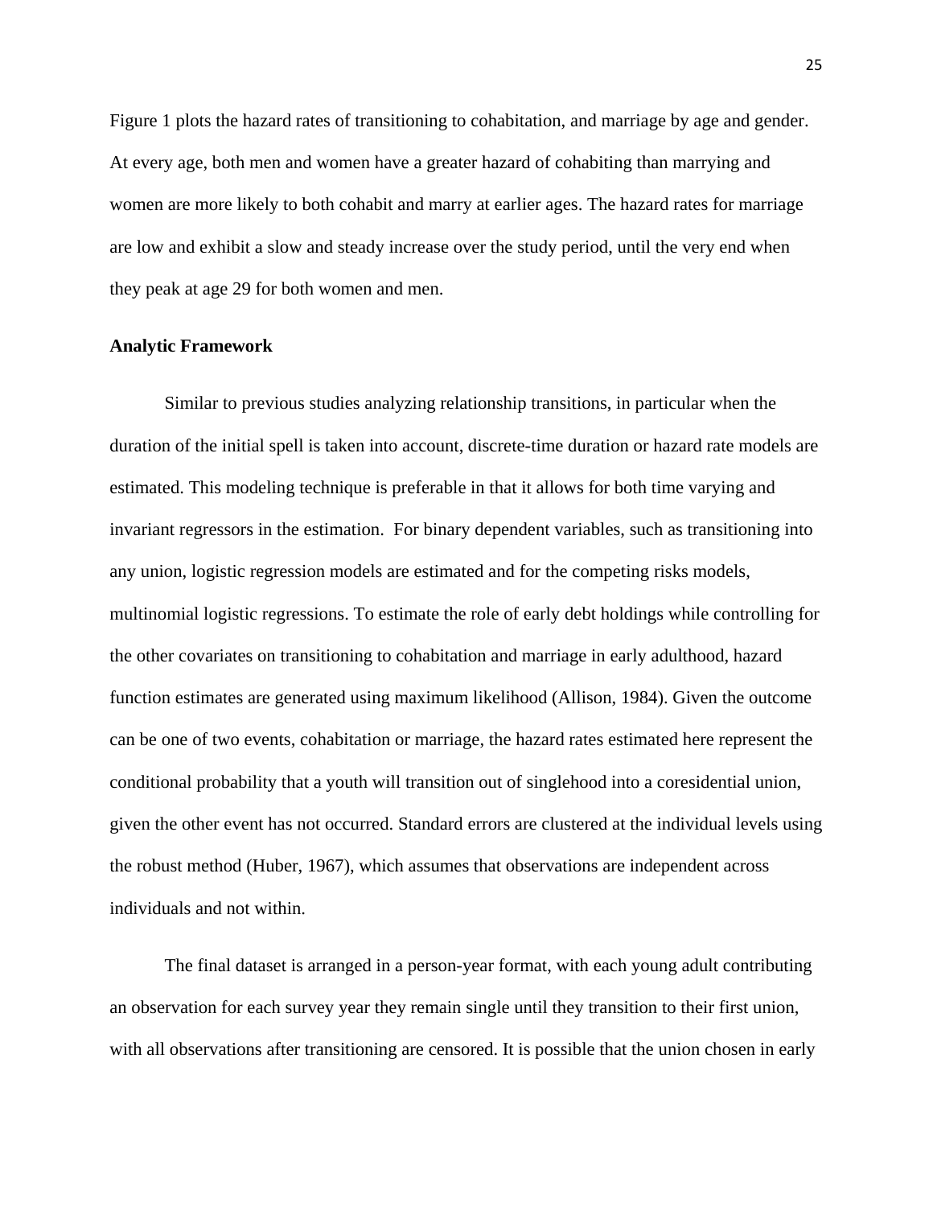Figure 1 plots the hazard rates of transitioning to cohabitation, and marriage by age and gender. At every age, both men and women have a greater hazard of cohabiting than marrying and women are more likely to both cohabit and marry at earlier ages. The hazard rates for marriage are low and exhibit a slow and steady increase over the study period, until the very end when they peak at age 29 for both women and men.

**Analytic Framework**

Similar to previous studies analyzing relationship transitions, in particular when the duration of the initial spell is taken into account, discrete-time duration or hazard rate models are estimated. This modeling technique is preferable in that it allows for both time varying and invariant regressors in the estimation. For binary dependent variables, such as transitioning into any union, logistic regression models are estimated and for the competing risks models, multinomial logistic regressions. To estimate the role of early debt holdings while controlling for the other covariates on transitioning to cohabitation and marriage in early adulthood, hazard function estimates are generated using maximum likelihood (Allison, 1984). Given the outcome can be one of two events, cohabitation or marriage, the hazard rates estimated here represent the conditional probability that a youth will transition out of singlehood into a coresidential union, given the other event has not occurred. Standard errors are clustered at the individual levels using the robust method (Huber, 1967), which assumes that observations are independent across individuals and not within.

The final dataset is arranged in a person-year format, with each young adult contributing an observation for each survey year they remain single until they transition to their first union, with all observations after transitioning are censored. It is possible that the union chosen in early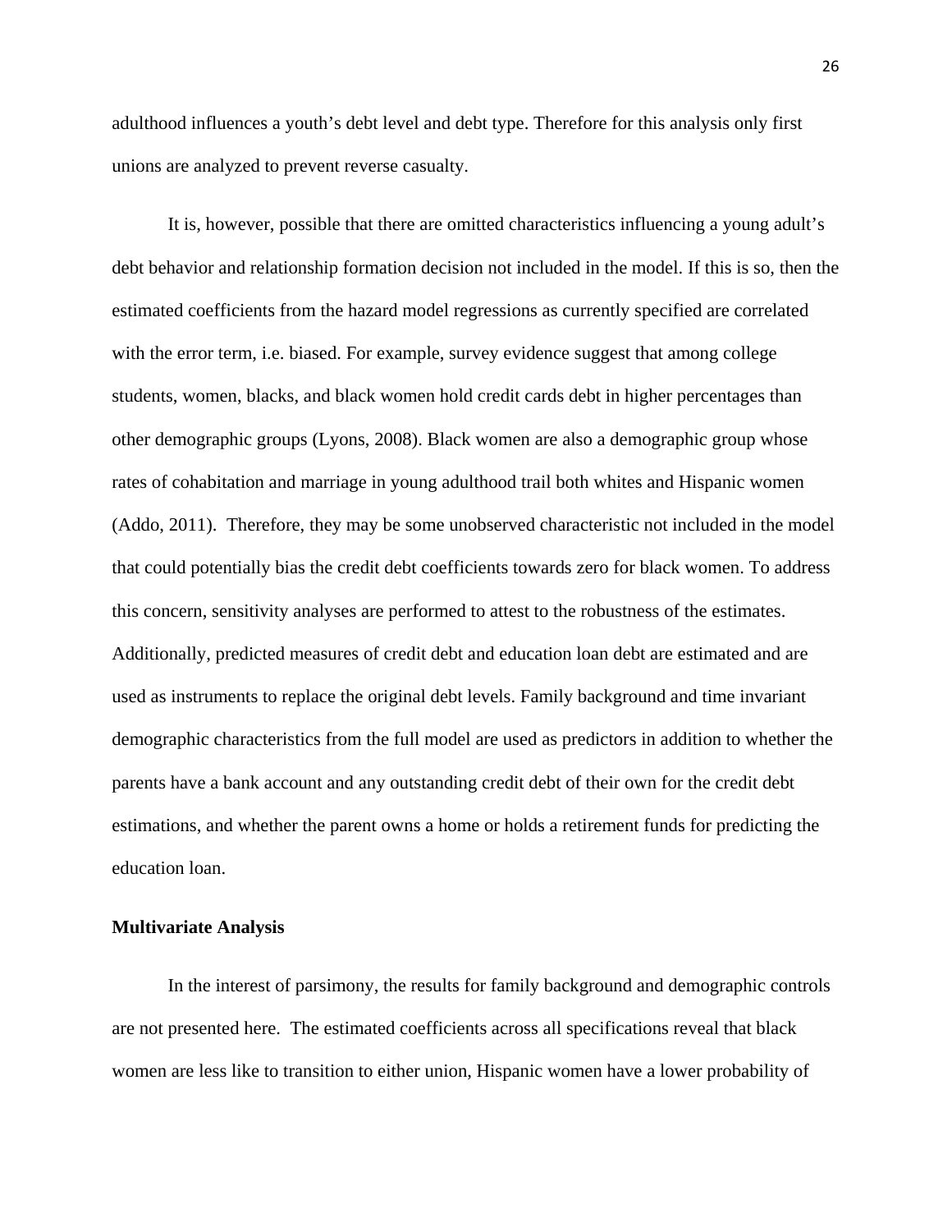adulthood influences a youth's debt level and debt type. Therefore for this analysis only first unions are analyzed to prevent reverse casualty.

It is, however, possible that there are omitted characteristics influencing a young adult's debt behavior and relationship formation decision not included in the model. If this is so, then the estimated coefficients from the hazard model regressions as currently specified are correlated with the error term, i.e. biased. For example, survey evidence suggest that among college students, women, blacks, and black women hold credit cards debt in higher percentages than other demographic groups (Lyons, 2008). Black women are also a demographic group whose rates of cohabitation and marriage in young adulthood trail both whites and Hispanic women (Addo, 2011). Therefore, they may be some unobserved characteristic not included in the model that could potentially bias the credit debt coefficients towards zero for black women. To address this concern, sensitivity analyses are performed to attest to the robustness of the estimates. Additionally, predicted measures of credit debt and education loan debt are estimated and are used as instruments to replace the original debt levels. Family background and time invariant demographic characteristics from the full model are used as predictors in addition to whether the parents have a bank account and any outstanding credit debt of their own for the credit debt estimations, and whether the parent owns a home or holds a retirement funds for predicting the education loan.

**Multivariate Analysis**

In the interest of parsimony, the results for family background and demographic controls are not presented here. The estimated coefficients across all specifications reveal that black women are less like to transition to either union, Hispanic women have a lower probability of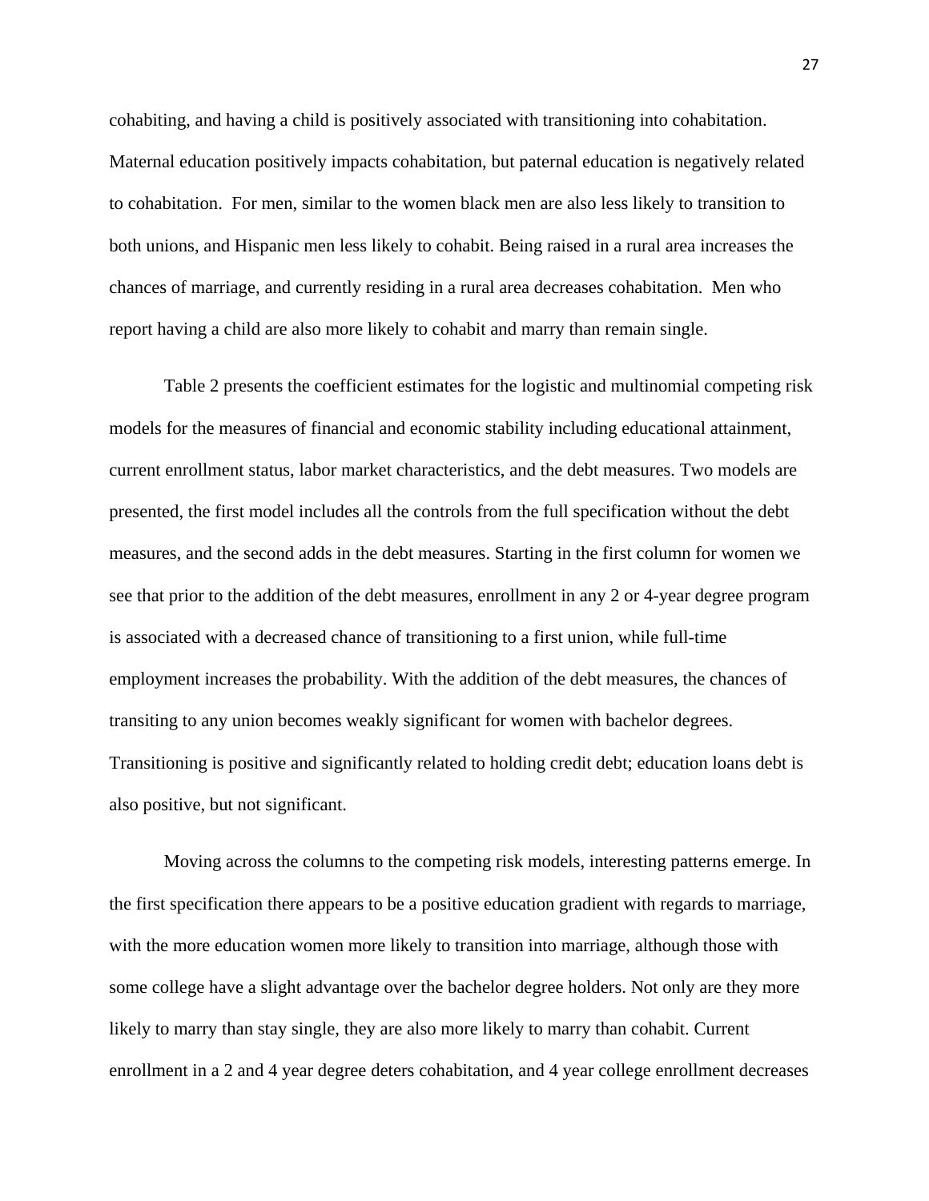cohabiting, and having a child is positively associated with transitioning into cohabitation. Maternal education positively impacts cohabitation, but paternal education is negatively related to cohabitation.  For men, similar to the women black men are also less likely to transition to both unions, and Hispanic men less likely to cohabit. Being raised in a rural area increases the chances of marriage, and currently residing in a rural area decreases cohabitation.  Men who report having a child are also more likely to cohabit and marry than remain single.

Table 2 presents the coefficient estimates for the logistic and multinomial competing risk models for the measures of financial and economic stability including educational attainment, current enrollment status, labor market characteristics, and the debt measures. Two models are presented, the first model includes all the controls from the full specification without the debt measures, and the second adds in the debt measures. Starting in the first column for women we see that prior to the addition of the debt measures, enrollment in any 2 or 4-year degree program is associated with a decreased chance of transitioning to a first union, while full-time employment increases the probability. With the addition of the debt measures, the chances of transiting to any union becomes weakly significant for women with bachelor degrees. Transitioning is positive and significantly related to holding credit debt; education loans debt is also positive, but not significant.

Moving across the columns to the competing risk models, interesting patterns emerge. In the first specification there appears to be a positive education gradient with regards to marriage, with the more education women more likely to transition into marriage, although those with some college have a slight advantage over the bachelor degree holders. Not only are they more likely to marry than stay single, they are also more likely to marry than cohabit. Current enrollment in a 2 and 4 year degree deters cohabitation, and 4 year college enrollment decreases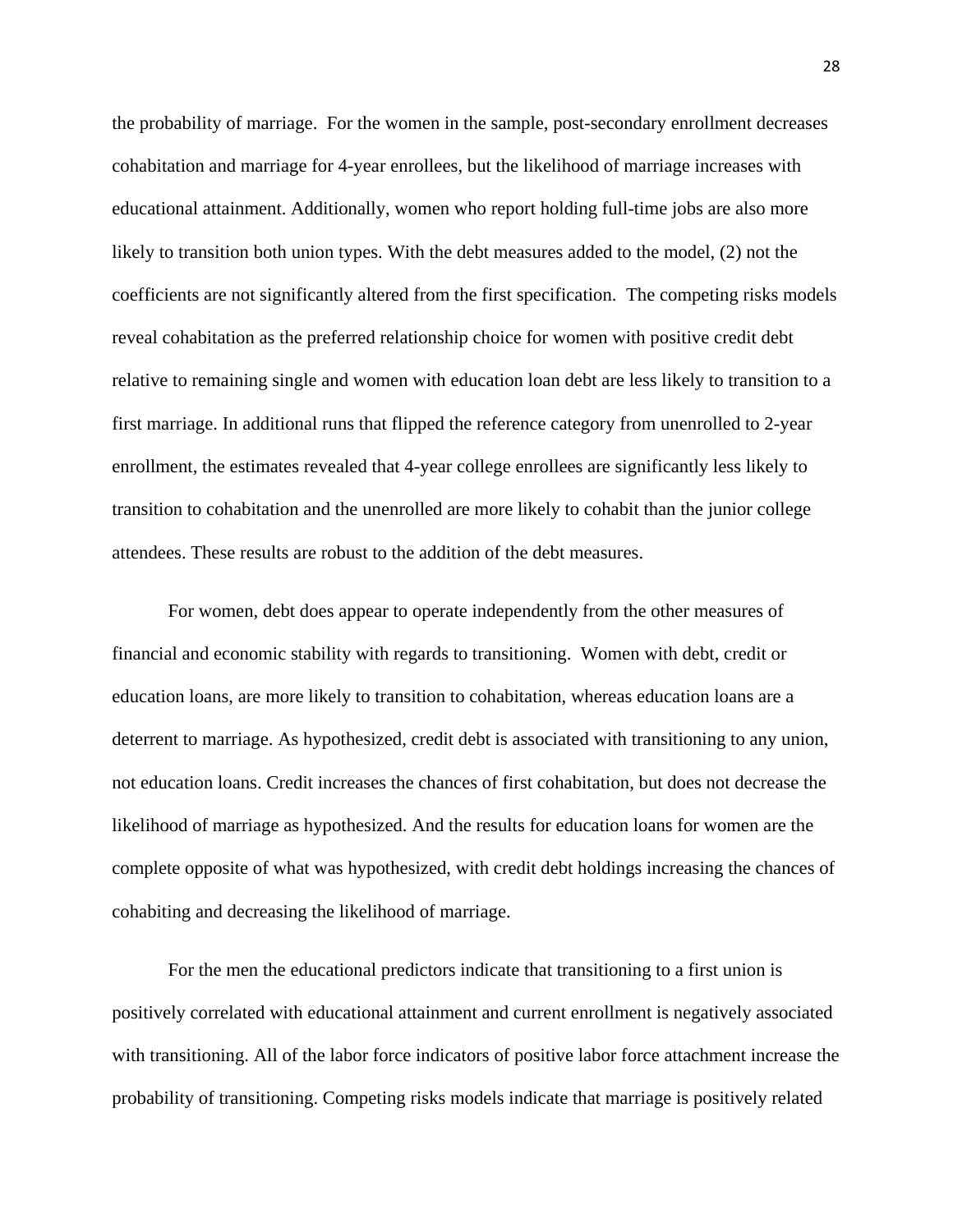the probability of marriage. For the women in the sample, post-secondary enrollment decreases cohabitation and marriage for 4-year enrollees, but the likelihood of marriage increases with educational attainment. Additionally, women who report holding full-time jobs are also more likely to transition both union types. With the debt measures added to the model, (2) not the coefficients are not significantly altered from the first specification. The competing risks models reveal cohabitation as the preferred relationship choice for women with positive credit debt relative to remaining single and women with education loan debt are less likely to transition to a first marriage. In additional runs that flipped the reference category from unenrolled to 2-year enrollment, the estimates revealed that 4-year college enrollees are significantly less likely to transition to cohabitation and the unenrolled are more likely to cohabit than the junior college attendees. These results are robust to the addition of the debt measures.

For women, debt does appear to operate independently from the other measures of financial and economic stability with regards to transitioning. Women with debt, credit or education loans, are more likely to transition to cohabitation, whereas education loans are a deterrent to marriage. As hypothesized, credit debt is associated with transitioning to any union, not education loans. Credit increases the chances of first cohabitation, but does not decrease the likelihood of marriage as hypothesized. And the results for education loans for women are the complete opposite of what was hypothesized, with credit debt holdings increasing the chances of cohabiting and decreasing the likelihood of marriage.

For the men the educational predictors indicate that transitioning to a first union is positively correlated with educational attainment and current enrollment is negatively associated with transitioning. All of the labor force indicators of positive labor force attachment increase the probability of transitioning. Competing risks models indicate that marriage is positively related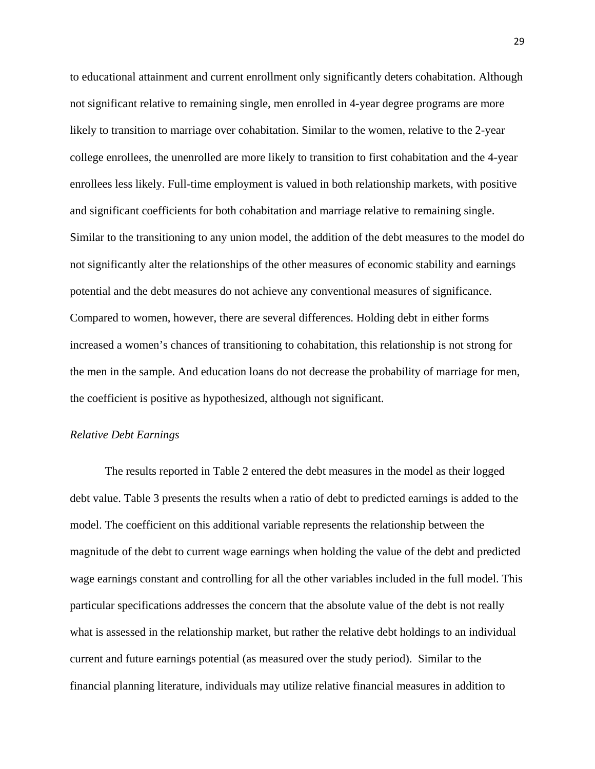to educational attainment and current enrollment only significantly deters cohabitation. Although not significant relative to remaining single, men enrolled in 4-year degree programs are more likely to transition to marriage over cohabitation. Similar to the women, relative to the 2-year college enrollees, the unenrolled are more likely to transition to first cohabitation and the 4-year enrollees less likely. Full-time employment is valued in both relationship markets, with positive and significant coefficients for both cohabitation and marriage relative to remaining single. Similar to the transitioning to any union model, the addition of the debt measures to the model do not significantly alter the relationships of the other measures of economic stability and earnings potential and the debt measures do not achieve any conventional measures of significance. Compared to women, however, there are several differences. Holding debt in either forms increased a women's chances of transitioning to cohabitation, this relationship is not strong for the men in the sample. And education loans do not decrease the probability of marriage for men, the coefficient is positive as hypothesized, although not significant.

*Relative Debt Earnings*

The results reported in Table 2 entered the debt measures in the model as their logged debt value. Table 3 presents the results when a ratio of debt to predicted earnings is added to the model. The coefficient on this additional variable represents the relationship between the magnitude of the debt to current wage earnings when holding the value of the debt and predicted wage earnings constant and controlling for all the other variables included in the full model. This particular specifications addresses the concern that the absolute value of the debt is not really what is assessed in the relationship market, but rather the relative debt holdings to an individual current and future earnings potential (as measured over the study period). Similar to the financial planning literature, individuals may utilize relative financial measures in addition to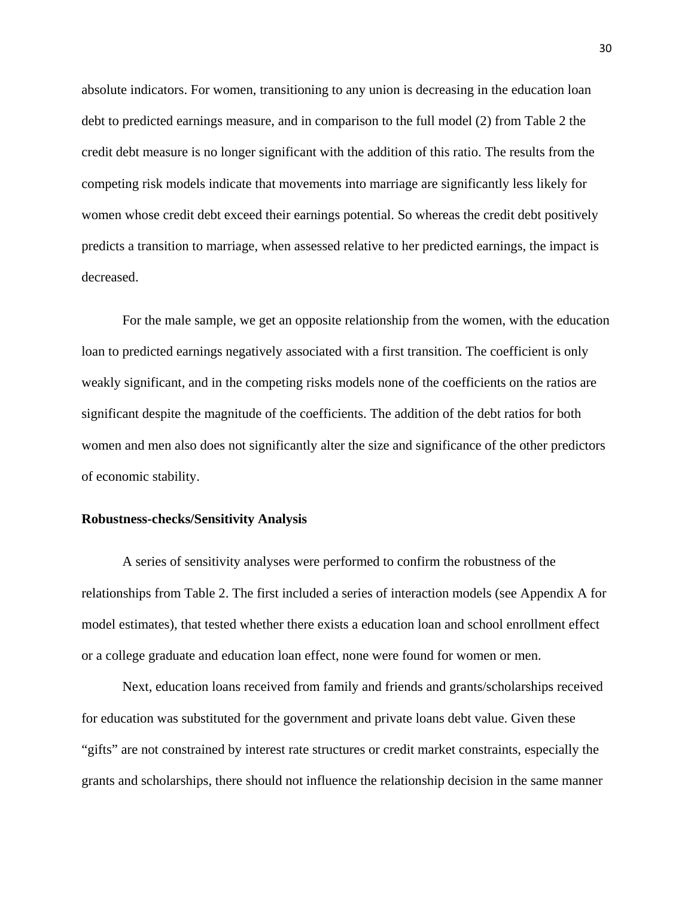absolute indicators. For women, transitioning to any union is decreasing in the education loan debt to predicted earnings measure, and in comparison to the full model (2) from Table 2 the credit debt measure is no longer significant with the addition of this ratio. The results from the competing risk models indicate that movements into marriage are significantly less likely for women whose credit debt exceed their earnings potential. So whereas the credit debt positively predicts a transition to marriage, when assessed relative to her predicted earnings, the impact is decreased.

For the male sample, we get an opposite relationship from the women, with the education loan to predicted earnings negatively associated with a first transition. The coefficient is only weakly significant, and in the competing risks models none of the coefficients on the ratios are significant despite the magnitude of the coefficients. The addition of the debt ratios for both women and men also does not significantly alter the size and significance of the other predictors of economic stability.

**Robustness-checks/Sensitivity Analysis**

A series of sensitivity analyses were performed to confirm the robustness of the relationships from Table 2. The first included a series of interaction models (see Appendix A for model estimates), that tested whether there exists a education loan and school enrollment effect or a college graduate and education loan effect, none were found for women or men.

Next, education loans received from family and friends and grants/scholarships received for education was substituted for the government and private loans debt value. Given these "gifts" are not constrained by interest rate structures or credit market constraints, especially the grants and scholarships, there should not influence the relationship decision in the same manner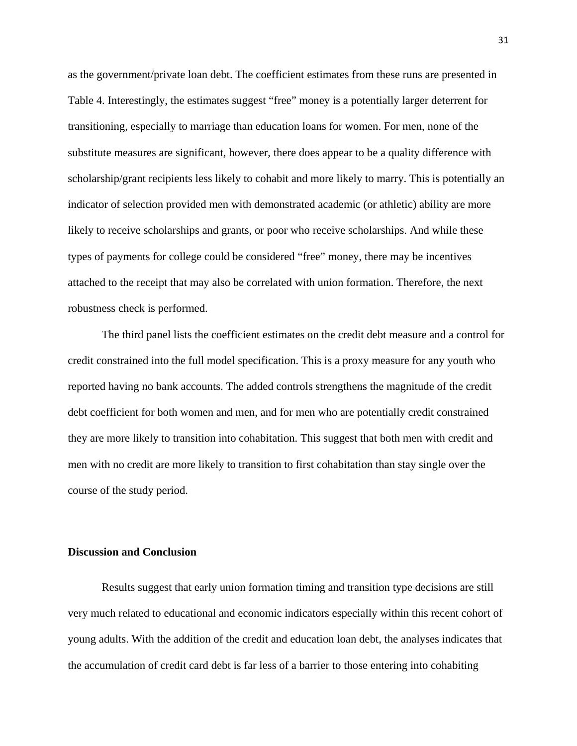as the government/private loan debt. The coefficient estimates from these runs are presented in Table 4. Interestingly, the estimates suggest "free" money is a potentially larger deterrent for transitioning, especially to marriage than education loans for women. For men, none of the substitute measures are significant, however, there does appear to be a quality difference with scholarship/grant recipients less likely to cohabit and more likely to marry. This is potentially an indicator of selection provided men with demonstrated academic (or athletic) ability are more likely to receive scholarships and grants, or poor who receive scholarships. And while these types of payments for college could be considered "free" money, there may be incentives attached to the receipt that may also be correlated with union formation. Therefore, the next robustness check is performed.

The third panel lists the coefficient estimates on the credit debt measure and a control for credit constrained into the full model specification. This is a proxy measure for any youth who reported having no bank accounts. The added controls strengthens the magnitude of the credit debt coefficient for both women and men, and for men who are potentially credit constrained they are more likely to transition into cohabitation. This suggest that both men with credit and men with no credit are more likely to transition to first cohabitation than stay single over the course of the study period.

**Discussion and Conclusion**

Results suggest that early union formation timing and transition type decisions are still very much related to educational and economic indicators especially within this recent cohort of young adults. With the addition of the credit and education loan debt, the analyses indicates that the accumulation of credit card debt is far less of a barrier to those entering into cohabiting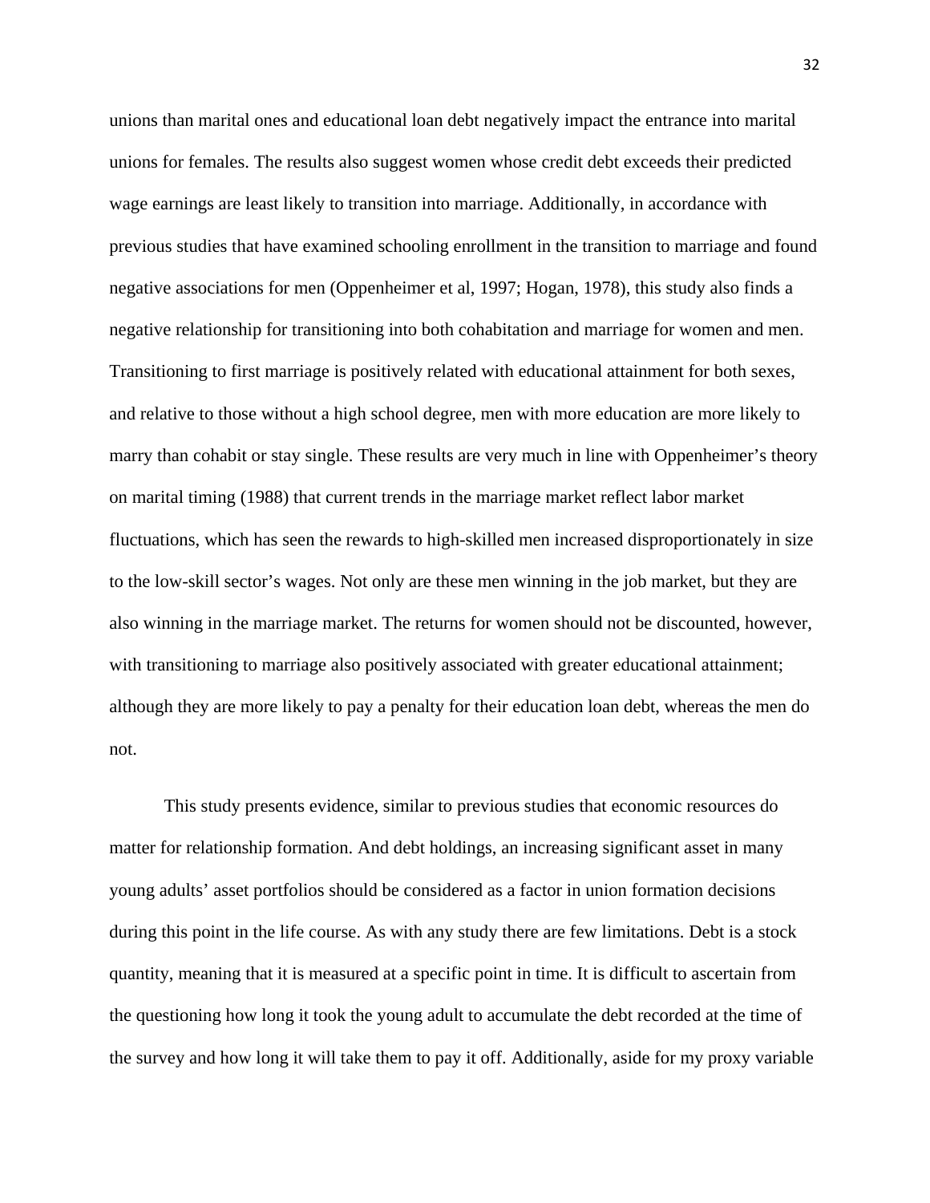unions than marital ones and educational loan debt negatively impact the entrance into marital unions for females. The results also suggest women whose credit debt exceeds their predicted wage earnings are least likely to transition into marriage. Additionally, in accordance with previous studies that have examined schooling enrollment in the transition to marriage and found negative associations for men (Oppenheimer et al, 1997; Hogan, 1978), this study also finds a negative relationship for transitioning into both cohabitation and marriage for women and men. Transitioning to first marriage is positively related with educational attainment for both sexes, and relative to those without a high school degree, men with more education are more likely to marry than cohabit or stay single. These results are very much in line with Oppenheimer's theory on marital timing (1988) that current trends in the marriage market reflect labor market fluctuations, which has seen the rewards to high-skilled men increased disproportionately in size to the low-skill sector's wages. Not only are these men winning in the job market, but they are also winning in the marriage market. The returns for women should not be discounted, however, with transitioning to marriage also positively associated with greater educational attainment; although they are more likely to pay a penalty for their education loan debt, whereas the men do not.

This study presents evidence, similar to previous studies that economic resources do matter for relationship formation. And debt holdings, an increasing significant asset in many young adults' asset portfolios should be considered as a factor in union formation decisions during this point in the life course. As with any study there are few limitations. Debt is a stock quantity, meaning that it is measured at a specific point in time. It is difficult to ascertain from the questioning how long it took the young adult to accumulate the debt recorded at the time of the survey and how long it will take them to pay it off. Additionally, aside for my proxy variable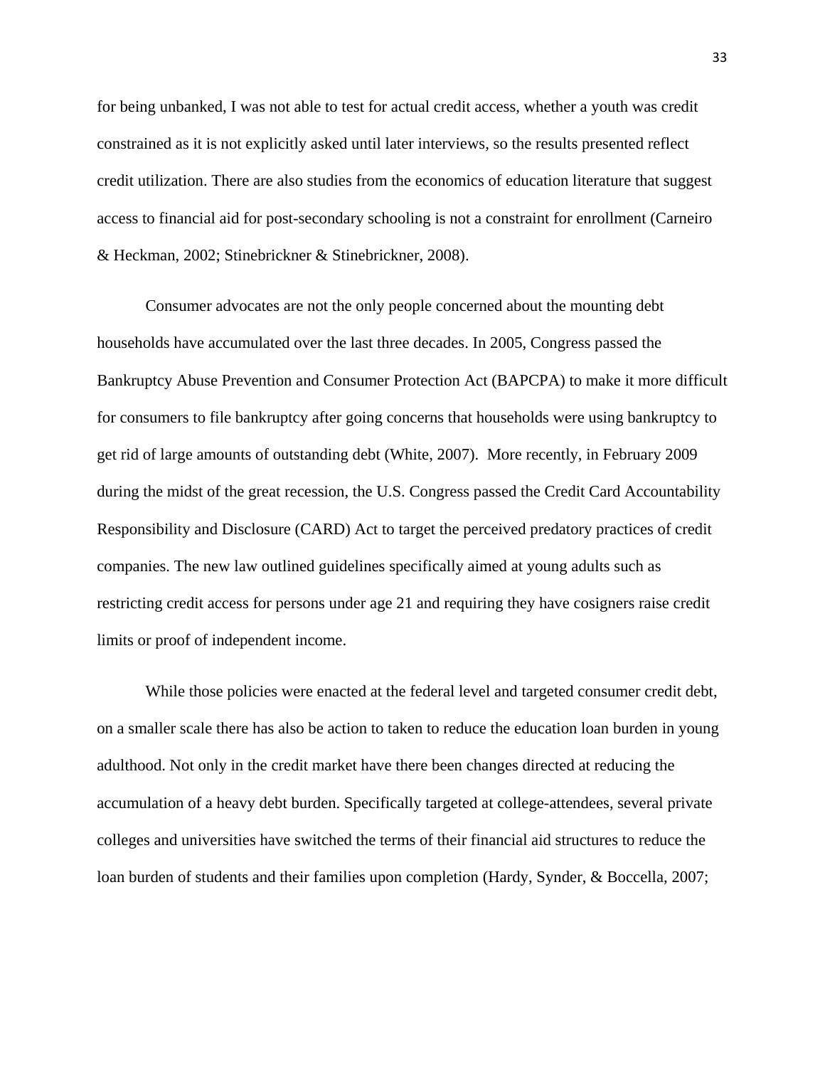for being unbanked, I was not able to test for actual credit access, whether a youth was credit constrained as it is not explicitly asked until later interviews, so the results presented reflect credit utilization. There are also studies from the economics of education literature that suggest access to financial aid for post-secondary schooling is not a constraint for enrollment (Carneiro & Heckman, 2002; Stinebrickner & Stinebrickner, 2008).

Consumer advocates are not the only people concerned about the mounting debt households have accumulated over the last three decades. In 2005, Congress passed the Bankruptcy Abuse Prevention and Consumer Protection Act (BAPCPA) to make it more difficult for consumers to file bankruptcy after going concerns that households were using bankruptcy to get rid of large amounts of outstanding debt (White, 2007). More recently, in February 2009 during the midst of the great recession, the U.S. Congress passed the Credit Card Accountability Responsibility and Disclosure (CARD) Act to target the perceived predatory practices of credit companies. The new law outlined guidelines specifically aimed at young adults such as restricting credit access for persons under age 21 and requiring they have cosigners raise credit limits or proof of independent income.

While those policies were enacted at the federal level and targeted consumer credit debt, on a smaller scale there has also be action to taken to reduce the education loan burden in young adulthood. Not only in the credit market have there been changes directed at reducing the accumulation of a heavy debt burden. Specifically targeted at college-attendees, several private colleges and universities have switched the terms of their financial aid structures to reduce the loan burden of students and their families upon completion (Hardy, Synder, & Boccella, 2007;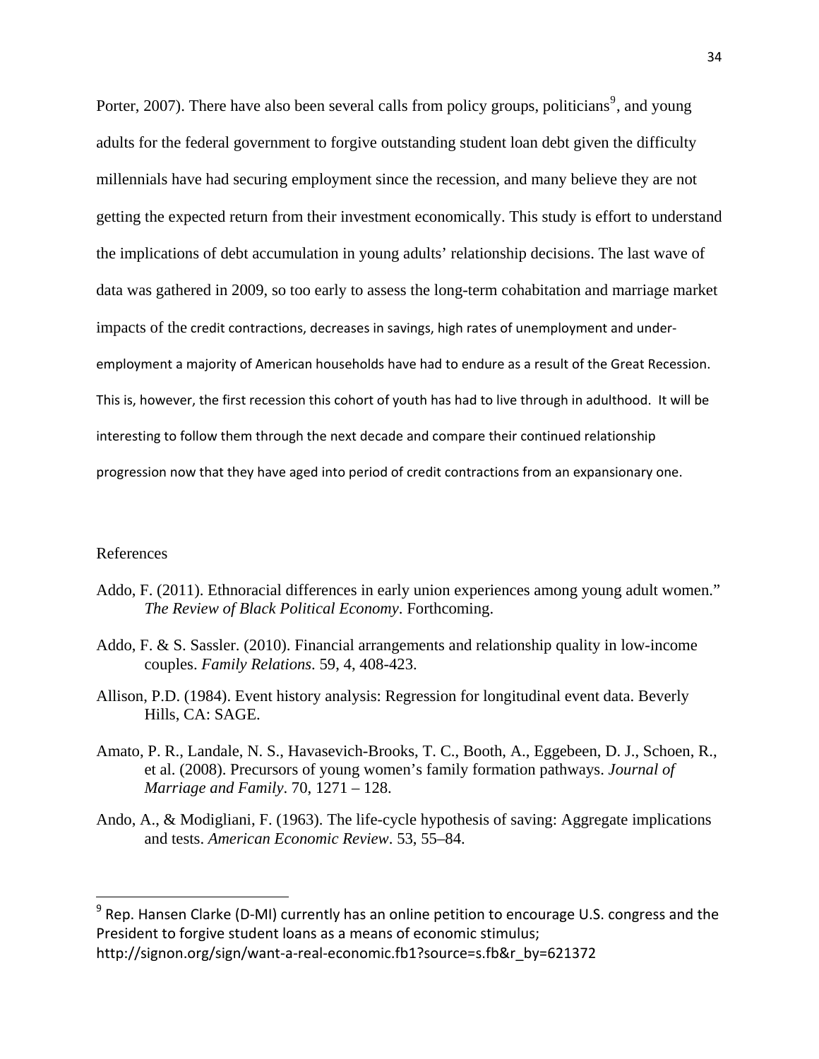Porter, 2007). There have also been several calls from policy groups, politicians[9], and young adults for the federal government to forgive outstanding student loan debt given the difficulty millennials have had securing employment since the recession, and many believe they are not getting the expected return from their investment economically. This study is effort to understand the implications of debt accumulation in young adults' relationship decisions. The last wave of data was gathered in 2009, so too early to assess the long-term cohabitation and marriage market impacts of the credit contractions, decreases in savings, high rates of unemployment and under-employment a majority of American households have had to endure as a result of the Great Recession. This is, however, the first recession this cohort of youth has had to live through in adulthood. It will be interesting to follow them through the next decade and compare their continued relationship progression now that they have aged into period of credit contractions from an expansionary one.

## References

Addo, F. (2011). Ethnoracial differences in early union experiences among young adult women." *The Review of Black Political Economy*. Forthcoming.

Addo, F. & S. Sassler. (2010). Financial arrangements and relationship quality in low-income couples. *Family Relations*. 59, 4, 408-423.

Allison, P.D. (1984). Event history analysis: Regression for longitudinal event data. Beverly Hills, CA: SAGE.

Amato, P. R., Landale, N. S., Havasevich-Brooks, T. C., Booth, A., Eggebeen, D. J., Schoen, R., et al. (2008). Precursors of young women's family formation pathways. *Journal of Marriage and Family*. 70, 1271 – 128.

Ando, A., & Modigliani, F. (1963). The life-cycle hypothesis of saving: Aggregate implications and tests. *American Economic Review*. 53, 55–84.

---

[9] Rep. Hansen Clarke (D-MI) currently has an online petition to encourage U.S. congress and the President to forgive student loans as a means of economic stimulus; http://signon.org/sign/want-a-real-economic.fb1?source=s.fb&r_by=621372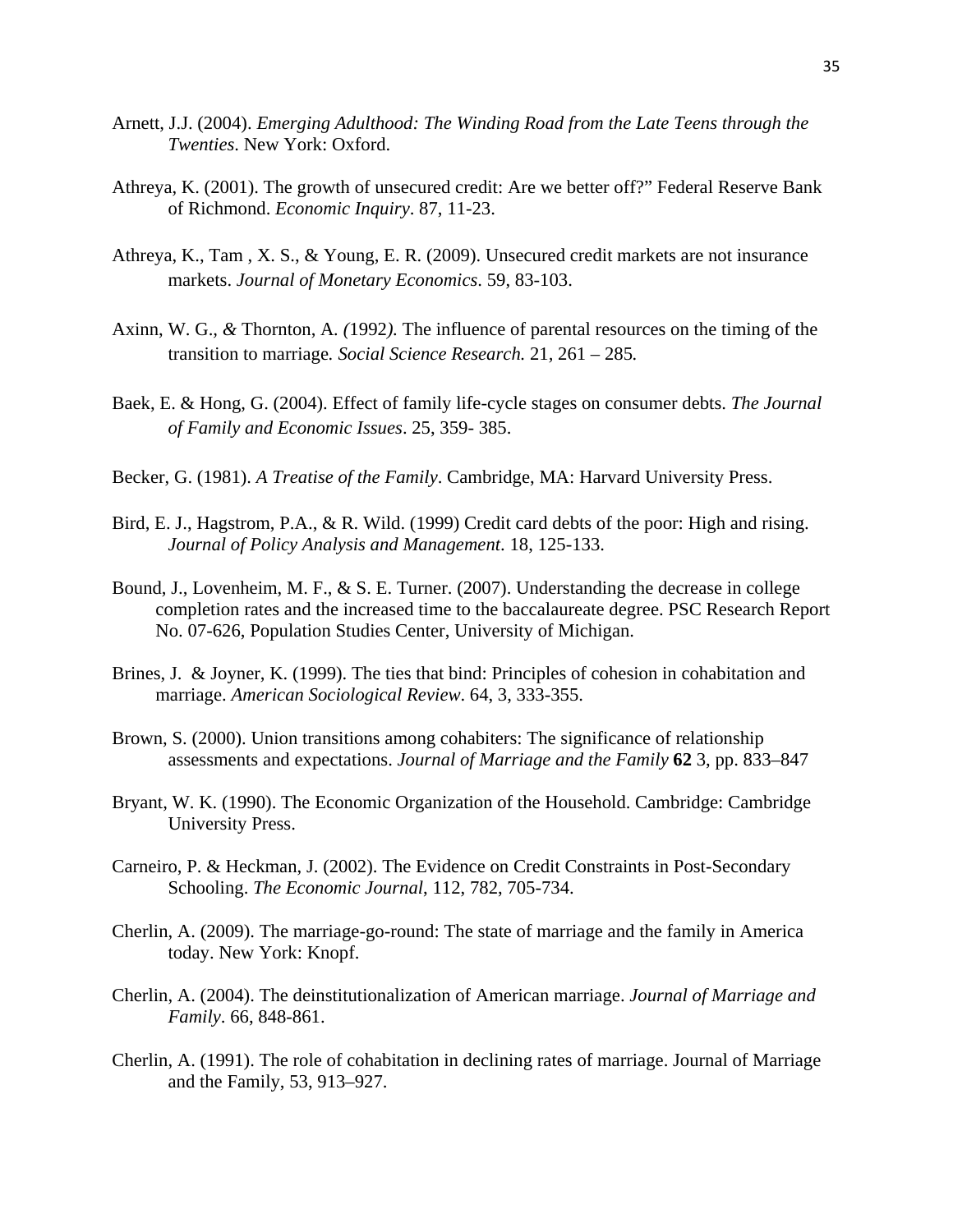Arnett, J.J. (2004). *Emerging Adulthood: The Winding Road from the Late Teens through the Twenties*. New York: Oxford.

Athreya, K. (2001). The growth of unsecured credit: Are we better off?" Federal Reserve Bank of Richmond. *Economic Inquiry*. 87, 11-23.

Athreya, K., Tam , X. S., & Young, E. R. (2009). Unsecured credit markets are not insurance markets. *Journal of Monetary Economics*. 59, 83-103.

Axinn, W. G.*,* & Thornton, A. *(*1992*).* The influence of parental resources on the timing of the transition to marriage*. Social Science Research.* 21*,* 261 – 285*.*

Baek, E. & Hong, G. (2004). Effect of family life-cycle stages on consumer debts. *The Journal of Family and Economic Issues*. 25, 359- 385.

Becker, G. (1981). *A Treatise of the Family*. Cambridge, MA: Harvard University Press.

Bird, E. J., Hagstrom, P.A., & R. Wild. (1999) Credit card debts of the poor: High and rising. *Journal of Policy Analysis and Management*. 18, 125-133.

Bound, J., Lovenheim, M. F., & S. E. Turner. (2007). Understanding the decrease in college completion rates and the increased time to the baccalaureate degree. PSC Research Report No. 07-626, Population Studies Center, University of Michigan.

Brines, J. & Joyner, K. (1999). The ties that bind: Principles of cohesion in cohabitation and marriage. *American Sociological Review*. 64, 3, 333-355.

Brown, S. (2000). Union transitions among cohabiters: The significance of relationship assessments and expectations. *Journal of Marriage and the Family* **62** 3, pp. 833–847

Bryant, W. K. (1990). The Economic Organization of the Household. Cambridge: Cambridge University Press.

Carneiro, P. & Heckman, J. (2002). The Evidence on Credit Constraints in Post-Secondary Schooling. *The Economic Journal*, 112, 782, 705-734.

Cherlin, A. (2009). The marriage-go-round: The state of marriage and the family in America today. New York: Knopf.

Cherlin, A. (2004). The deinstitutionalization of American marriage. *Journal of Marriage and Family*. 66, 848-861.

Cherlin, A. (1991). The role of cohabitation in declining rates of marriage. Journal of Marriage and the Family, 53, 913–927.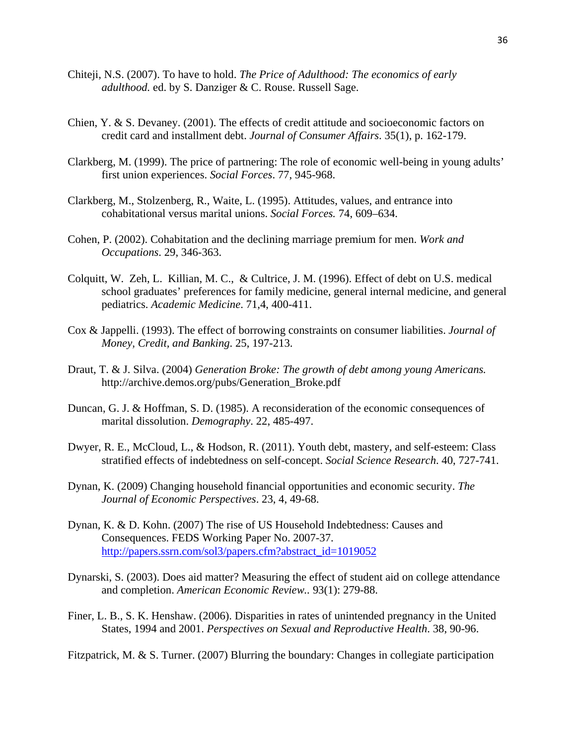Chiteji, N.S. (2007). To have to hold. *The Price of Adulthood: The economics of early adulthood.* ed. by S. Danziger & C. Rouse. Russell Sage.

Chien, Y. & S. Devaney. (2001). The effects of credit attitude and socioeconomic factors on credit card and installment debt. *Journal of Consumer Affairs*. 35(1), p. 162-179.

Clarkberg, M. (1999). The price of partnering: The role of economic well-being in young adults' first union experiences. *Social Forces*. 77, 945-968.

Clarkberg, M., Stolzenberg, R., Waite, L. (1995). Attitudes, values, and entrance into cohabitational versus marital unions. *Social Forces.* 74, 609–634.

Cohen, P. (2002). Cohabitation and the declining marriage premium for men. *Work and Occupations*. 29, 346-363.

Colquitt, W. Zeh, L. Killian, M. C., & Cultrice, J. M. (1996). Effect of debt on U.S. medical school graduates' preferences for family medicine, general internal medicine, and general pediatrics. *Academic Medicine*. 71,4, 400-411.

Cox & Jappelli. (1993). The effect of borrowing constraints on consumer liabilities. *Journal of Money, Credit, and Banking*. 25, 197-213.

Draut, T. & J. Silva. (2004) *Generation Broke: The growth of debt among young Americans.* http://archive.demos.org/pubs/Generation_Broke.pdf

Duncan, G. J. & Hoffman, S. D. (1985). A reconsideration of the economic consequences of marital dissolution. *Demography*. 22, 485-497.

Dwyer, R. E., McCloud, L., & Hodson, R. (2011). Youth debt, mastery, and self-esteem: Class stratified effects of indebtedness on self-concept. *Social Science Research*. 40, 727-741.

Dynan, K. (2009) Changing household financial opportunities and economic security. *The Journal of Economic Perspectives*. 23, 4, 49-68.

Dynan, K. & D. Kohn. (2007) The rise of US Household Indebtedness: Causes and Consequences. FEDS Working Paper No. 2007-37. http://papers.ssrn.com/sol3/papers.cfm?abstract_id=1019052

Dynarski, S. (2003). Does aid matter? Measuring the effect of student aid on college attendance and completion. *American Economic Review.*. 93(1): 279-88.

Finer, L. B., S. K. Henshaw. (2006). Disparities in rates of unintended pregnancy in the United States, 1994 and 2001. *Perspectives on Sexual and Reproductive Health*. 38, 90-96.

Fitzpatrick, M. & S. Turner. (2007) Blurring the boundary: Changes in collegiate participation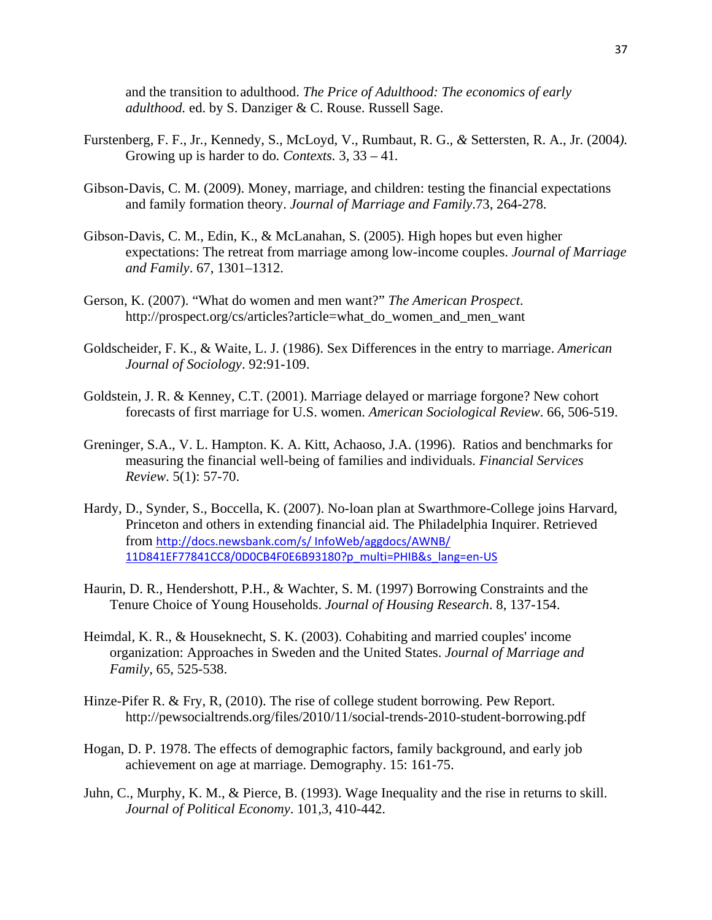and the transition to adulthood. *The Price of Adulthood: The economics of early adulthood.* ed. by S. Danziger & C. Rouse. Russell Sage.

Furstenberg, F. F., Jr., Kennedy, S., McLoyd, V., Rumbaut, R. G., *&* Settersten, R. A., Jr. (2004*).* Growing up is harder to do*. Contexts.* 3, 33 – 41.

Gibson-Davis, C. M. (2009). Money, marriage, and children: testing the financial expectations and family formation theory. *Journal of Marriage and Family*.73, 264-278.

Gibson-Davis, C. M., Edin, K., & McLanahan, S. (2005). High hopes but even higher expectations: The retreat from marriage among low-income couples. *Journal of Marriage and Family*. 67, 1301–1312.

Gerson, K. (2007). "What do women and men want?" *The American Prospect*. http://prospect.org/cs/articles?article=what_do_women_and_men_want

Goldscheider, F. K., & Waite, L. J. (1986). Sex Differences in the entry to marriage. *American Journal of Sociology*. 92:91-109.

Goldstein, J. R. & Kenney, C.T. (2001). Marriage delayed or marriage forgone? New cohort forecasts of first marriage for U.S. women. *American Sociological Review*. 66, 506-519.

Greninger, S.A., V. L. Hampton. K. A. Kitt, Achaoso, J.A. (1996). Ratios and benchmarks for measuring the financial well-being of families and individuals. *Financial Services Review*. 5(1): 57-70.

Hardy, D., Synder, S., Boccella, K. (2007). No-loan plan at Swarthmore-College joins Harvard, Princeton and others in extending financial aid. The Philadelphia Inquirer. Retrieved from http://docs.newsbank.com/s/ InfoWeb/aggdocs/AWNB/ 11D841EF77841CC8/0D0CB4F0E6B93180?p_multi=PHIB&s_lang=en-US

Haurin, D. R., Hendershott, P.H., & Wachter, S. M. (1997) Borrowing Constraints and the Tenure Choice of Young Households. *Journal of Housing Research*. 8, 137-154.

Heimdal, K. R., & Houseknecht, S. K. (2003). Cohabiting and married couples' income organization: Approaches in Sweden and the United States. *Journal of Marriage and Family*, 65, 525-538.

Hinze-Pifer R. & Fry, R, (2010). The rise of college student borrowing. Pew Report. http://pewsocialtrends.org/files/2010/11/social-trends-2010-student-borrowing.pdf

Hogan, D. P. 1978. The effects of demographic factors, family background, and early job achievement on age at marriage. Demography. 15: 161-75.

Juhn, C., Murphy, K. M., & Pierce, B. (1993). Wage Inequality and the rise in returns to skill. *Journal of Political Economy*. 101,3, 410-442.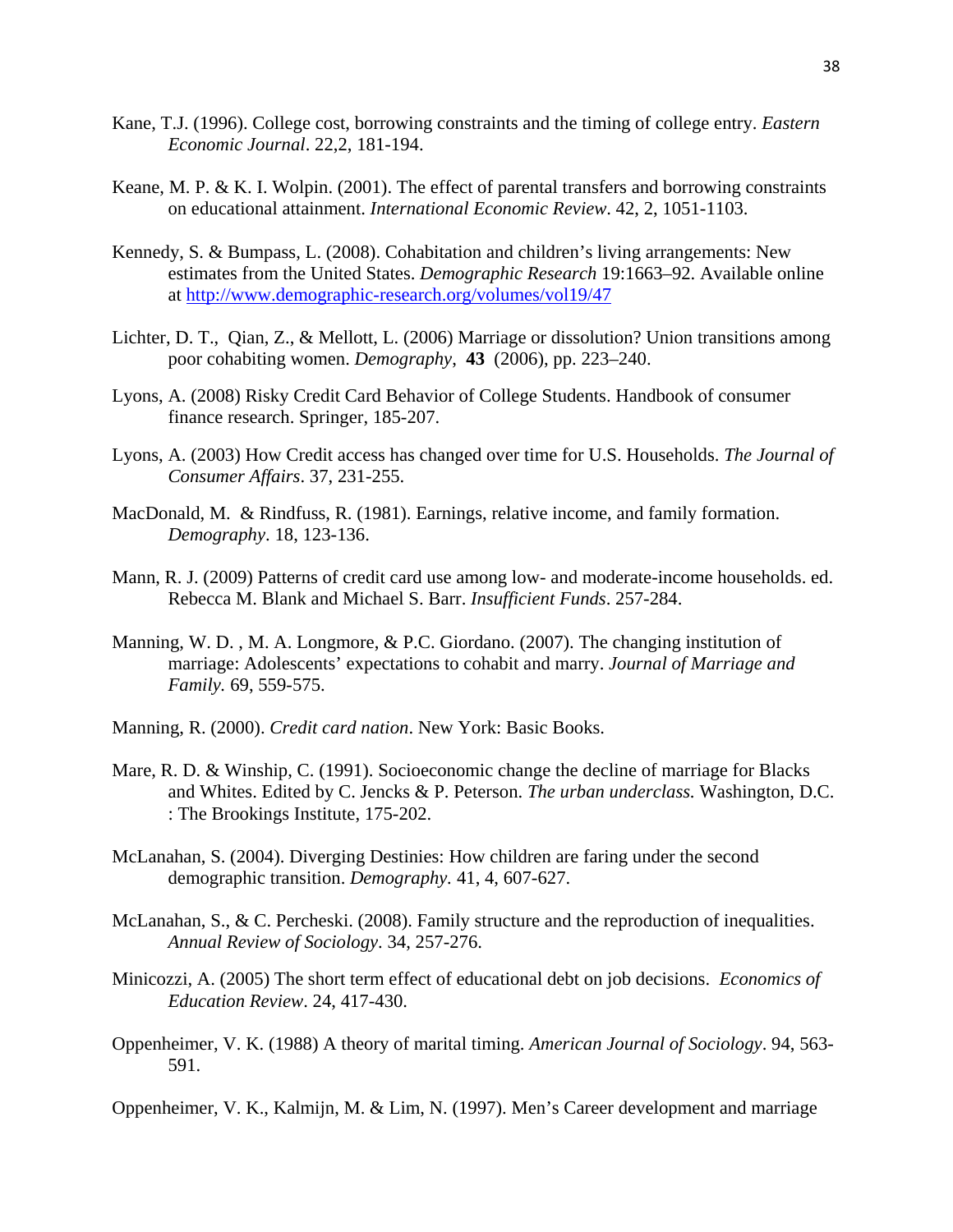Kane, T.J. (1996). College cost, borrowing constraints and the timing of college entry. *Eastern Economic Journal*. 22,2, 181-194.

Keane, M. P. & K. I. Wolpin. (2001). The effect of parental transfers and borrowing constraints on educational attainment. *International Economic Review*. 42, 2, 1051-1103.

Kennedy, S. & Bumpass, L. (2008). Cohabitation and children's living arrangements: New estimates from the United States. *Demographic Research* 19:1663–92. Available online at http://www.demographic-research.org/volumes/vol19/47

Lichter, D. T., Qian, Z., & Mellott, L. (2006) Marriage or dissolution? Union transitions among poor cohabiting women. *Demography*, **43** (2006), pp. 223–240.

Lyons, A. (2008) Risky Credit Card Behavior of College Students. Handbook of consumer finance research. Springer, 185-207.

Lyons, A. (2003) How Credit access has changed over time for U.S. Households. *The Journal of Consumer Affairs*. 37, 231-255.

MacDonald, M. & Rindfuss, R. (1981). Earnings, relative income, and family formation. *Demography*. 18, 123-136.

Mann, R. J. (2009) Patterns of credit card use among low- and moderate-income households. ed. Rebecca M. Blank and Michael S. Barr. *Insufficient Funds*. 257-284.

Manning, W. D. , M. A. Longmore, & P.C. Giordano. (2007). The changing institution of marriage: Adolescents' expectations to cohabit and marry. *Journal of Marriage and Family.* 69, 559-575.

Manning, R. (2000). *Credit card nation*. New York: Basic Books.

Mare, R. D. & Winship, C. (1991). Socioeconomic change the decline of marriage for Blacks and Whites. Edited by C. Jencks & P. Peterson. *The urban underclass.* Washington, D.C. : The Brookings Institute, 175-202.

McLanahan, S. (2004). Diverging Destinies: How children are faring under the second demographic transition. *Demography.* 41, 4, 607-627.

McLanahan, S., & C. Percheski. (2008). Family structure and the reproduction of inequalities. *Annual Review of Sociology*. 34, 257-276.

Minicozzi, A. (2005) The short term effect of educational debt on job decisions. *Economics of Education Review*. 24, 417-430.

Oppenheimer, V. K. (1988) A theory of marital timing. *American Journal of Sociology*. 94, 563-591.

Oppenheimer, V. K., Kalmijn, M. & Lim, N. (1997). Men's Career development and marriage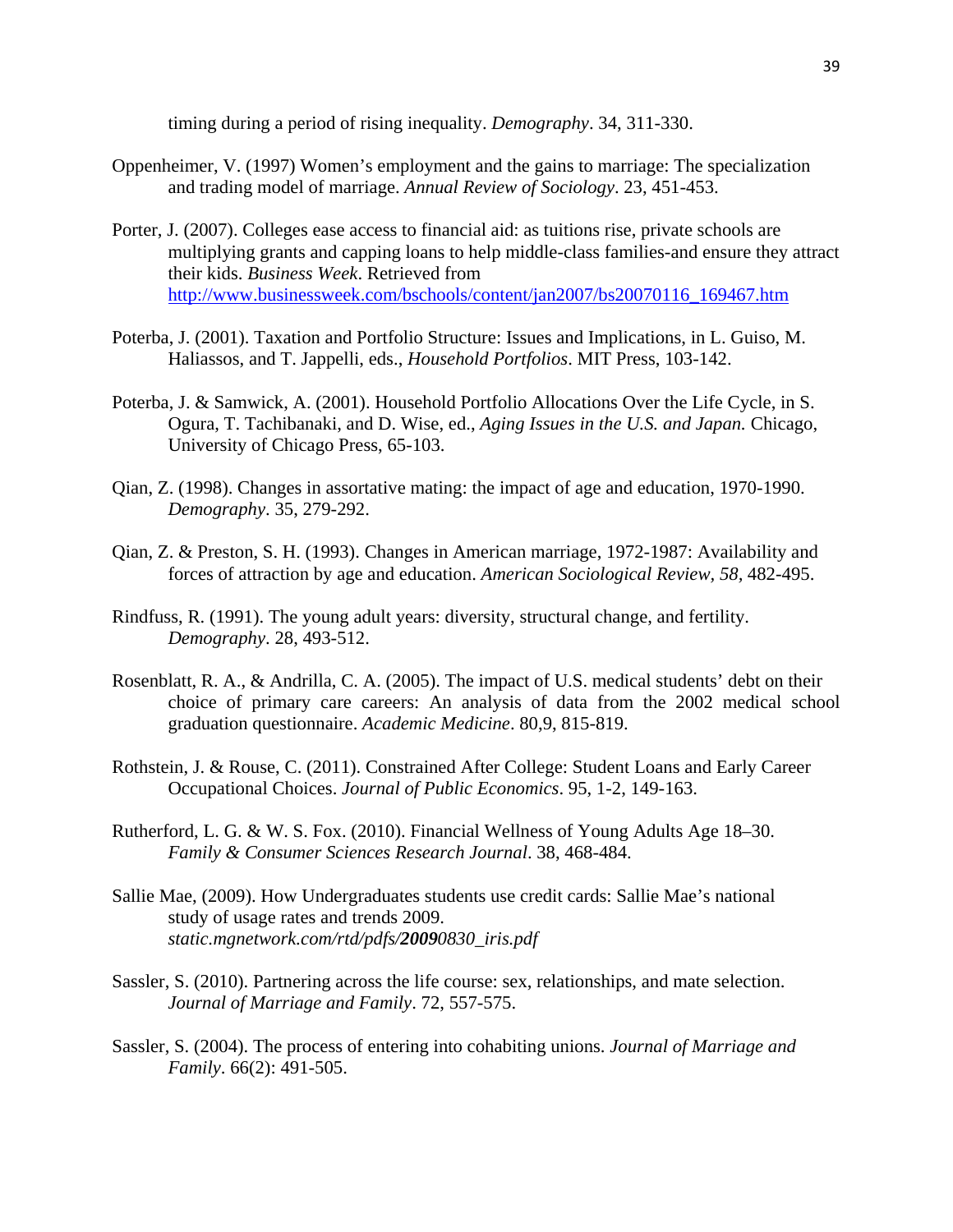timing during a period of rising inequality. *Demography*. 34, 311-330.

Oppenheimer, V. (1997) Women's employment and the gains to marriage: The specialization and trading model of marriage. *Annual Review of Sociology*. 23, 451-453.

Porter, J. (2007). Colleges ease access to financial aid: as tuitions rise, private schools are multiplying grants and capping loans to help middle-class families-and ensure they attract their kids. *Business Week*. Retrieved from http://www.businessweek.com/bschools/content/jan2007/bs20070116_169467.htm

Poterba, J. (2001). Taxation and Portfolio Structure: Issues and Implications, in L. Guiso, M. Haliassos, and T. Jappelli, eds., *Household Portfolios*. MIT Press, 103-142.

Poterba, J. & Samwick, A. (2001). Household Portfolio Allocations Over the Life Cycle, in S. Ogura, T. Tachibanaki, and D. Wise, ed., *Aging Issues in the U.S. and Japan.* Chicago, University of Chicago Press, 65-103.

Qian, Z. (1998). Changes in assortative mating: the impact of age and education, 1970-1990. *Demography*. 35, 279-292.

Qian, Z. & Preston, S. H. (1993). Changes in American marriage, 1972-1987: Availability and forces of attraction by age and education. *American Sociological Review, 58*, 482-495.

Rindfuss, R. (1991). The young adult years: diversity, structural change, and fertility. *Demography*. 28, 493-512.

Rosenblatt, R. A., & Andrilla, C. A. (2005). The impact of U.S. medical students' debt on their choice of primary care careers: An analysis of data from the 2002 medical school graduation questionnaire. *Academic Medicine*. 80,9, 815-819.

Rothstein, J. & Rouse, C. (2011). Constrained After College: Student Loans and Early Career Occupational Choices. *Journal of Public Economics*. 95, 1-2, 149-163.

Rutherford, L. G. & W. S. Fox. (2010). Financial Wellness of Young Adults Age 18–30. *Family & Consumer Sciences Research Journal*. 38, 468-484.

Sallie Mae, (2009). How Undergraduates students use credit cards: Sallie Mae's national study of usage rates and trends 2009. *static.mgnetwork.com/rtd/pdfs/**2009**0830_iris.pdf*

Sassler, S. (2010). Partnering across the life course: sex, relationships, and mate selection. *Journal of Marriage and Family*. 72, 557-575.

Sassler, S. (2004). The process of entering into cohabiting unions. *Journal of Marriage and Family*. 66(2): 491-505.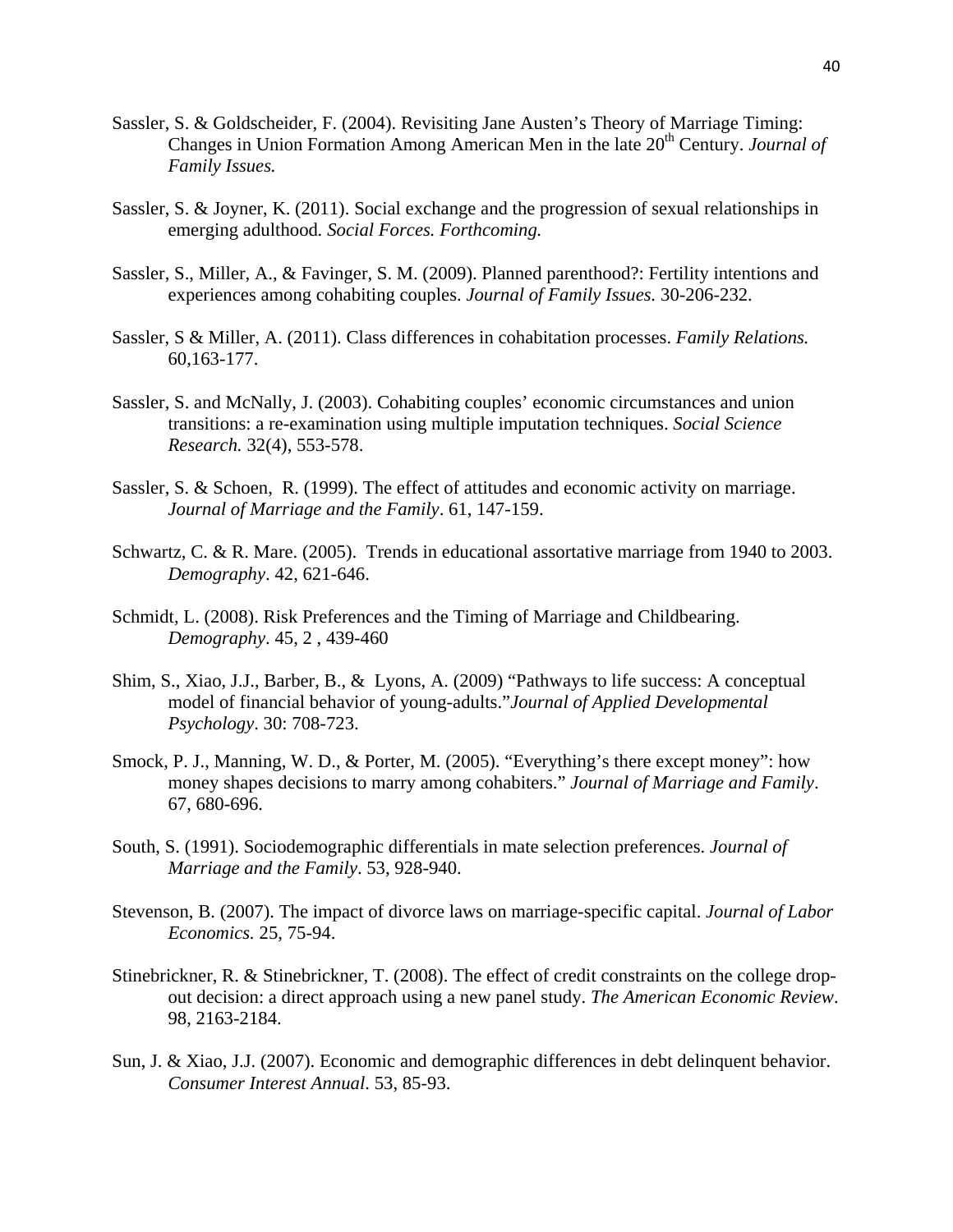Sassler, S. & Goldscheider, F. (2004). Revisiting Jane Austen's Theory of Marriage Timing: Changes in Union Formation Among American Men in the late 20th Century. *Journal of Family Issues.*

Sassler, S. & Joyner, K. (2011). Social exchange and the progression of sexual relationships in emerging adulthood. *Social Forces. Forthcoming.*

Sassler, S., Miller, A., & Favinger, S. M. (2009). Planned parenthood?: Fertility intentions and experiences among cohabiting couples. *Journal of Family Issues.* 30-206-232.

Sassler, S & Miller, A. (2011). Class differences in cohabitation processes. *Family Relations.* 60,163-177.

Sassler, S. and McNally, J. (2003). Cohabiting couples' economic circumstances and union transitions: a re-examination using multiple imputation techniques. *Social Science Research.* 32(4), 553-578.

Sassler, S. & Schoen, R. (1999). The effect of attitudes and economic activity on marriage. *Journal of Marriage and the Family*. 61, 147-159.

Schwartz, C. & R. Mare. (2005). Trends in educational assortative marriage from 1940 to 2003. *Demography*. 42, 621-646.

Schmidt, L. (2008). Risk Preferences and the Timing of Marriage and Childbearing. *Demography*. 45, 2 , 439-460

Shim, S., Xiao, J.J., Barber, B., & Lyons, A. (2009) "Pathways to life success: A conceptual model of financial behavior of young-adults."*Journal of Applied Developmental Psychology*. 30: 708-723.

Smock, P. J., Manning, W. D., & Porter, M. (2005). "Everything's there except money": how money shapes decisions to marry among cohabiters." *Journal of Marriage and Family*. 67, 680-696.

South, S. (1991). Sociodemographic differentials in mate selection preferences. *Journal of Marriage and the Family*. 53, 928-940.

Stevenson, B. (2007). The impact of divorce laws on marriage-specific capital. *Journal of Labor Economics.* 25, 75-94.

Stinebrickner, R. & Stinebrickner, T. (2008). The effect of credit constraints on the college drop-out decision: a direct approach using a new panel study. *The American Economic Review*. 98, 2163-2184.

Sun, J. & Xiao, J.J. (2007). Economic and demographic differences in debt delinquent behavior. *Consumer Interest Annual*. 53, 85-93.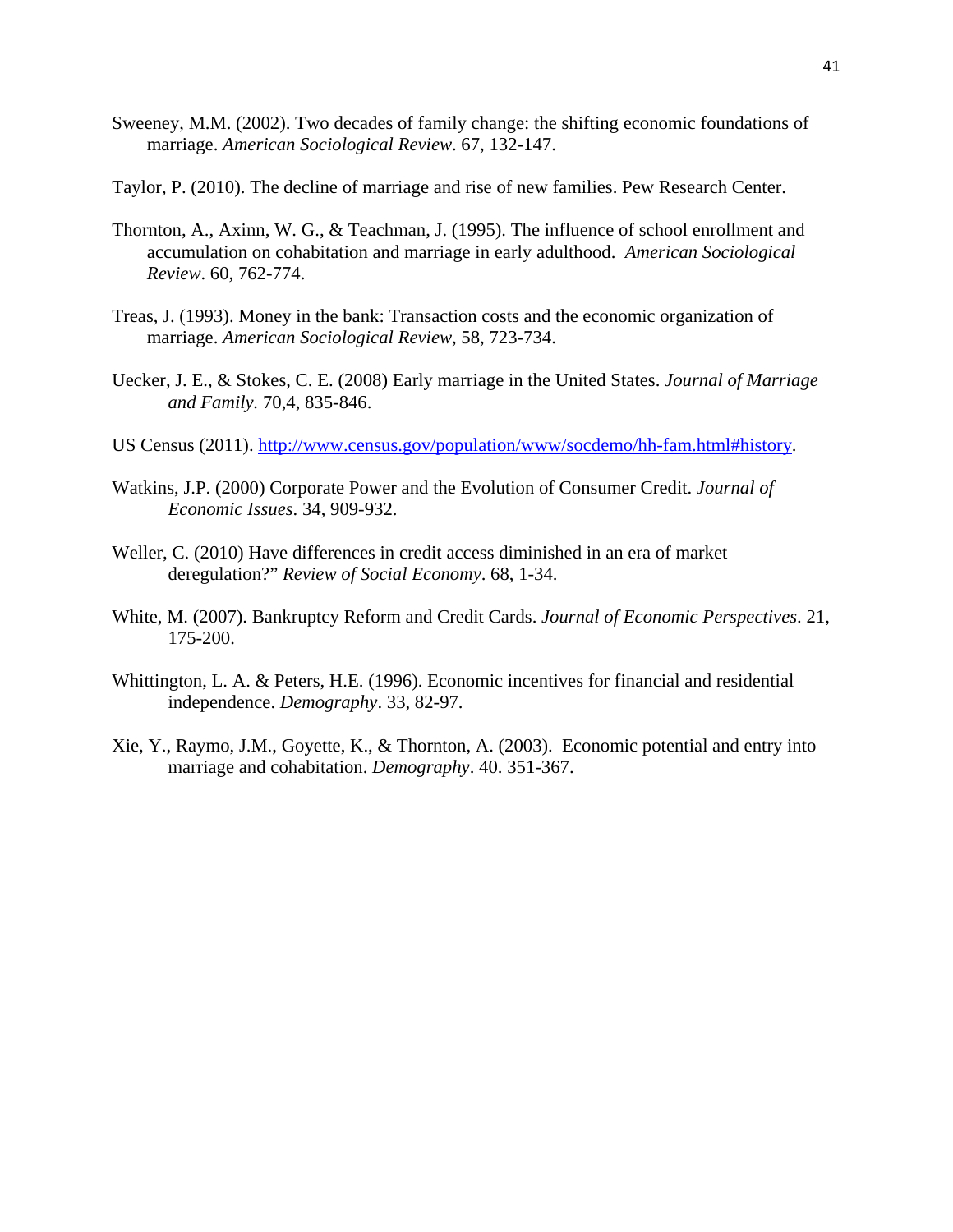Sweeney, M.M. (2002). Two decades of family change: the shifting economic foundations of marriage. *American Sociological Review*. 67, 132-147.

Taylor, P. (2010). The decline of marriage and rise of new families. Pew Research Center.

Thornton, A., Axinn, W. G., & Teachman, J. (1995). The influence of school enrollment and accumulation on cohabitation and marriage in early adulthood. *American Sociological Review*. 60, 762-774.

Treas, J. (1993). Money in the bank: Transaction costs and the economic organization of marriage. *American Sociological Review*, 58, 723-734.

Uecker, J. E., & Stokes, C. E. (2008) Early marriage in the United States. *Journal of Marriage and Family.* 70,4, 835-846.

US Census (2011). [http://www.census.gov/population/www/socdemo/hh-fam.html#history](http://www.census.gov/population/www/socdemo/hh-fam.html#history).

Watkins, J.P. (2000) Corporate Power and the Evolution of Consumer Credit. *Journal of Economic Issues*. 34, 909-932.

Weller, C. (2010) Have differences in credit access diminished in an era of market deregulation?" *Review of Social Economy*. 68, 1-34.

White, M. (2007). Bankruptcy Reform and Credit Cards. *Journal of Economic Perspectives*. 21, 175-200.

Whittington, L. A. & Peters, H.E. (1996). Economic incentives for financial and residential independence. *Demography*. 33, 82-97.

Xie, Y., Raymo, J.M., Goyette, K., & Thornton, A. (2003). Economic potential and entry into marriage and cohabitation. *Demography*. 40. 351-367.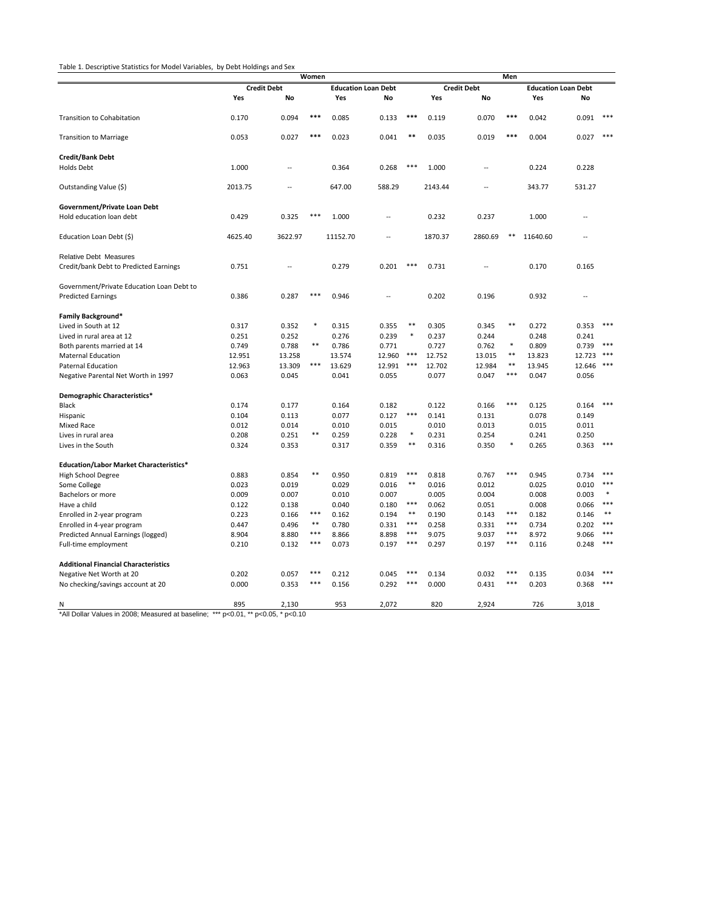Table 1. Descriptive Statistics for Model Variables, by Debt Holdings and Sex

| | Women | | | | | | Men | | | | | |
|---|---|---|---|---|---|---|---|---|---|---|---|---|
| | Credit Debt | | | Education Loan Debt | | | Credit Debt | | | Education Loan Debt | | |
| | Yes | No | | Yes | No | | Yes | No | | Yes | No | |
| Transition to Cohabitation | 0.170 | 0.094 | *** | 0.085 | 0.133 | *** | 0.119 | 0.070 | *** | 0.042 | 0.091 | *** |
| Transition to Marriage | 0.053 | 0.027 | *** | 0.023 | 0.041 | ** | 0.035 | 0.019 | *** | 0.004 | 0.027 | *** |
| **Credit/Bank Debt** | | | | | | | | | | | | |
| Holds Debt | 1.000 | -- | | 0.364 | 0.268 | *** | 1.000 | -- | | 0.224 | 0.228 | |
| Outstanding Value ($) | 2013.75 | -- | | 647.00 | 588.29 | | 2143.44 | -- | | 343.77 | 531.27 | |
| **Government/Private Loan Debt** | | | | | | | | | | | | |
| Hold education loan debt | 0.429 | 0.325 | *** | 1.000 | -- | | 0.232 | 0.237 | | 1.000 | -- | |
| Education Loan Debt ($) | 4625.40 | 3622.97 | | 11152.70 | -- | | 1870.37 | 2860.69 | ** | 11640.60 | -- | |
| Relative Debt Measures | | | | | | | | | | | | |
| Credit/bank Debt to Predicted Earnings | 0.751 | -- | | 0.279 | 0.201 | *** | 0.731 | -- | | 0.170 | 0.165 | |
| Government/Private Education Loan Debt to Predicted Earnings | 0.386 | 0.287 | *** | 0.946 | -- | | 0.202 | 0.196 | | 0.932 | -- | |
| **Family Background*** | | | | | | | | | | | | |
| Lived in South at 12 | 0.317 | 0.352 | * | 0.315 | 0.355 | ** | 0.305 | 0.345 | ** | 0.272 | 0.353 | *** |
| Lived in rural area at 12 | 0.251 | 0.252 | | 0.276 | 0.239 | * | 0.237 | 0.244 | | 0.248 | 0.241 | |
| Both parents married at 14 | 0.749 | 0.788 | ** | 0.786 | 0.771 | | 0.727 | 0.762 | * | 0.809 | 0.739 | *** |
| Maternal Education | 12.951 | 13.258 | | 13.574 | 12.960 | *** | 12.752 | 13.015 | ** | 13.823 | 12.723 | *** |
| Paternal Education | 12.963 | 13.309 | *** | 13.629 | 12.991 | *** | 12.702 | 12.984 | ** | 13.945 | 12.646 | *** |
| Negative Parental Net Worth in 1997 | 0.063 | 0.045 | | 0.041 | 0.055 | | 0.077 | 0.047 | *** | 0.047 | 0.056 | |
| **Demographic Characteristics*** | | | | | | | | | | | | |
| Black | 0.174 | 0.177 | | 0.164 | 0.182 | | 0.122 | 0.166 | *** | 0.125 | 0.164 | *** |
| Hispanic | 0.104 | 0.113 | | 0.077 | 0.127 | *** | 0.141 | 0.131 | | 0.078 | 0.149 | |
| Mixed Race | 0.012 | 0.014 | | 0.010 | 0.015 | | 0.010 | 0.013 | | 0.015 | 0.011 | |
| Lives in rural area | 0.208 | 0.251 | ** | 0.259 | 0.228 | * | 0.231 | 0.254 | | 0.241 | 0.250 | |
| Lives in the South | 0.324 | 0.353 | | 0.317 | 0.359 | ** | 0.316 | 0.350 | * | 0.265 | 0.363 | *** |
| **Education/Labor Market Characteristics*** | | | | | | | | | | | | |
| High School Degree | 0.883 | 0.854 | ** | 0.950 | 0.819 | *** | 0.818 | 0.767 | *** | 0.945 | 0.734 | *** |
| Some College | 0.023 | 0.019 | | 0.029 | 0.016 | ** | 0.016 | 0.012 | | 0.025 | 0.010 | *** |
| Bachelors or more | 0.009 | 0.007 | | 0.010 | 0.007 | | 0.005 | 0.004 | | 0.008 | 0.003 | * |
| Have a child | 0.122 | 0.138 | | 0.040 | 0.180 | *** | 0.062 | 0.051 | | 0.008 | 0.066 | *** |
| Enrolled in 2-year program | 0.223 | 0.166 | *** | 0.162 | 0.194 | ** | 0.190 | 0.143 | *** | 0.182 | 0.146 | ** |
| Enrolled in 4-year program | 0.447 | 0.496 | ** | 0.780 | 0.331 | *** | 0.258 | 0.331 | *** | 0.734 | 0.202 | *** |
| Predicted Annual Earnings (logged) | 8.904 | 8.880 | *** | 8.866 | 8.898 | *** | 9.075 | 9.037 | *** | 8.972 | 9.066 | *** |
| Full-time employment | 0.210 | 0.132 | *** | 0.073 | 0.197 | *** | 0.297 | 0.197 | *** | 0.116 | 0.248 | *** |
| **Additional Financial Characteristics** | | | | | | | | | | | | |
| Negative Net Worth at 20 | 0.202 | 0.057 | *** | 0.212 | 0.045 | *** | 0.134 | 0.032 | *** | 0.135 | 0.034 | *** |
| No checking/savings account at 20 | 0.000 | 0.353 | *** | 0.156 | 0.292 | *** | 0.000 | 0.431 | *** | 0.203 | 0.368 | *** |
| N | 895 | 2,130 | | 953 | 2,072 | | 820 | 2,924 | | 726 | 3,018 | |

*All Dollar Values in 2008; Measured at baseline; *** p<0.01, ** p<0.05, * p<0.10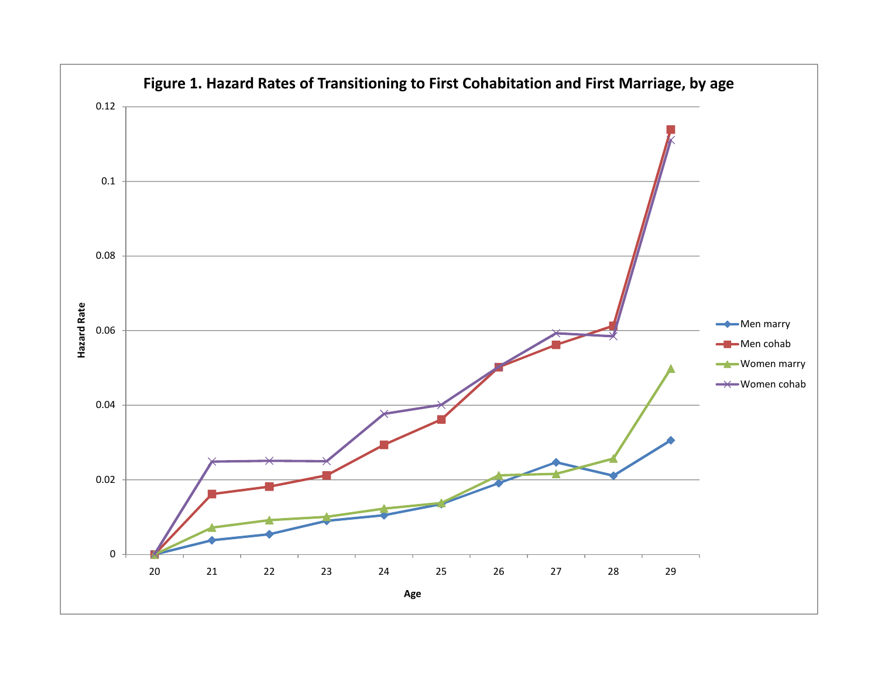**Figure 1. Hazard Rates of Transitioning to First Cohabitation and First Marriage, by age**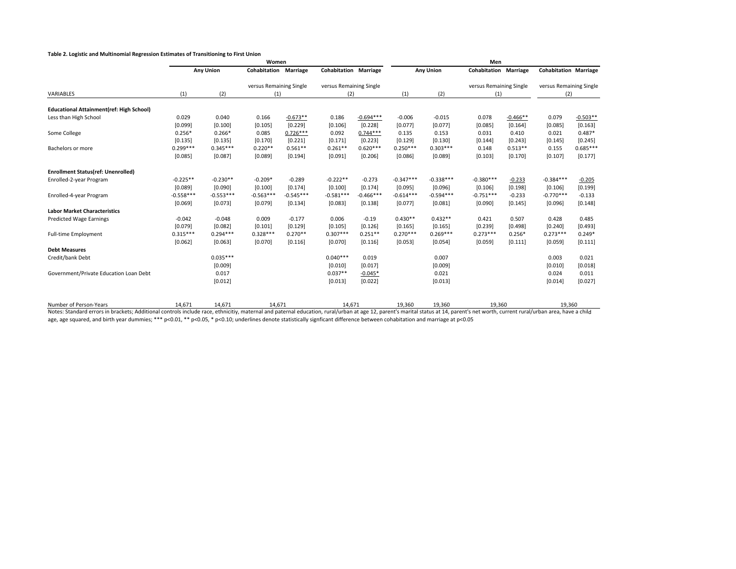**Table 2. Logistic and Multinomial Regression Estimates of Transitioning to First Union**

| | Women | | | | | | Men | | | | | |
|---|---|---|---|---|---|---|---|---|---|---|---|---|
| | Any Union | | Cohabitation | Marriage | Cohabitation | Marriage | Any Union | | Cohabitation | Marriage | Cohabitation | Marriage |
| | | | versus Remaining Single | | versus Remaining Single | | | | versus Remaining Single | | versus Remaining Single | |
| VARIABLES | (1) | (2) | (1) | | (2) | | (1) | (2) | (1) | | (2) | |
| **Educational Attainment(ref: High School)** | | | | | | | | | | | | |
| Less than High School | 0.029 | 0.040 | 0.166 | <u>-0.673**</u> | 0.186 | <u>-0.694***</u> | -0.006 | -0.015 | 0.078 | <u>-0.466**</u> | 0.079 | <u>-0.503**</u> |
| | [0.099] | [0.100] | [0.105] | [0.229] | [0.106] | [0.228] | [0.077] | [0.077] | [0.085] | [0.164] | [0.085] | [0.163] |
| Some College | 0.256* | 0.266* | 0.085 | <u>0.726***</u> | 0.092 | <u>0.744***</u> | 0.135 | 0.153 | 0.031 | 0.410 | 0.021 | 0.487* |
| | [0.135] | [0.135] | [0.170] | [0.221] | [0.171] | [0.223] | [0.129] | [0.130] | [0.144] | [0.243] | [0.145] | [0.245] |
| Bachelors or more | 0.299*** | 0.345*** | 0.220** | 0.561** | 0.261** | 0.620*** | 0.250*** | 0.303*** | 0.148 | 0.513** | 0.155 | 0.685*** |
| | [0.085] | [0.087] | [0.089] | [0.194] | [0.091] | [0.206] | [0.086] | [0.089] | [0.103] | [0.170] | [0.107] | [0.177] |
| **Enrollment Status(ref: Unenrolled)** | | | | | | | | | | | | |
| Enrolled-2-year Program | -0.225** | -0.230** | -0.209* | -0.289 | -0.222** | -0.273 | -0.347*** | -0.338*** | -0.380*** | <u>-0.233</u> | -0.384*** | <u>-0.205</u> |
| | [0.089] | [0.090] | [0.100] | [0.174] | [0.100] | [0.174] | [0.095] | [0.096] | [0.106] | [0.198] | [0.106] | [0.199] |
| Enrolled-4-year Program | -0.558*** | -0.553*** | -0.563*** | -0.545*** | -0.581*** | -0.466*** | -0.614*** | -0.594*** | -0.751*** | -0.233 | -0.770*** | -0.133 |
| | [0.069] | [0.073] | [0.079] | [0.134] | [0.083] | [0.138] | [0.077] | [0.081] | [0.090] | [0.145] | [0.096] | [0.148] |
| **Labor Market Characteristics** | | | | | | | | | | | | |
| Predicted Wage Earnings | -0.042 | -0.048 | 0.009 | -0.177 | 0.006 | -0.19 | 0.430** | 0.432** | 0.421 | 0.507 | 0.428 | 0.485 |
| | [0.079] | [0.082] | [0.101] | [0.129] | [0.105] | [0.126] | [0.165] | [0.165] | [0.239] | [0.498] | [0.240] | [0.493] |
| Full-time Employment | 0.315*** | 0.294*** | 0.328*** | 0.270** | 0.307*** | 0.251** | 0.270*** | 0.269*** | 0.273*** | 0.256* | 0.273*** | 0.249* |
| | [0.062] | [0.063] | [0.070] | [0.116] | [0.070] | [0.116] | [0.053] | [0.054] | [0.059] | [0.111] | [0.059] | [0.111] |
| **Debt Measures** | | | | | | | | | | | | |
| Credit/bank Debt | | 0.035*** | | | 0.040*** | 0.019 | | 0.007 | | | 0.003 | 0.021 |
| | | [0.009] | | | [0.010] | [0.017] | | [0.009] | | | [0.010] | [0.018] |
| Government/Private Education Loan Debt | | 0.017 | | | 0.037** | <u>-0.045*</u> | | 0.021 | | | 0.024 | 0.011 |
| | | [0.012] | | | [0.013] | [0.022] | | [0.013] | | | [0.014] | [0.027] |
| Number of Person-Years | 14,671 | 14,671 | 14,671 | | 14,671 | | 19,360 | 19,360 | 19,360 | | 19,360 | |

Notes: Standard errors in brackets; Additional controls include race, ethnicitiy, maternal and paternal education, rural/urban at age 12, parent's marital status at 14, parent's net worth, current rural/urban area, have a child age, age squared, and birth year dummies; *** p<0.01, ** p<0.05, * p<0.10; underlines denote statistically signficant difference between cohabitation and marriage at p<0.05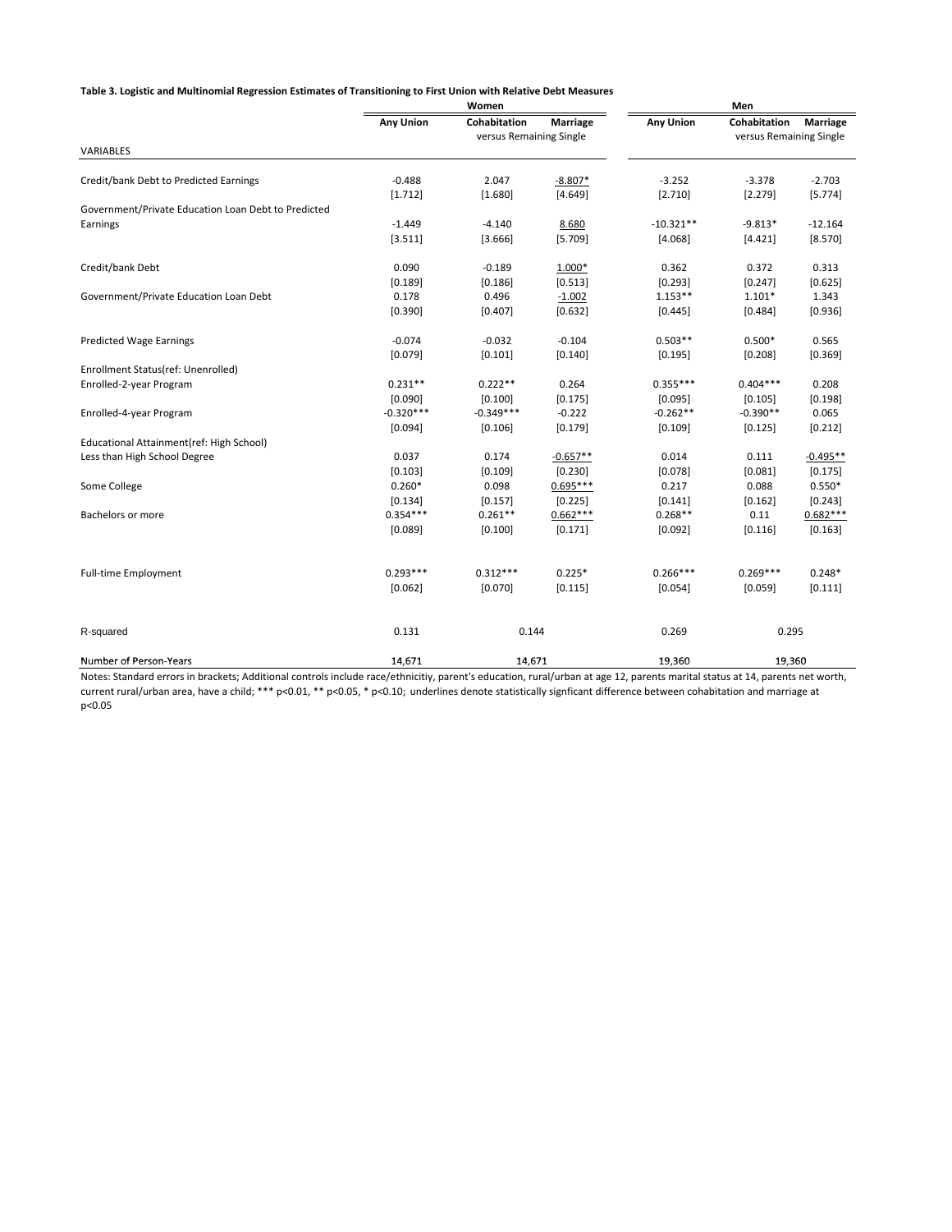**Table 3. Logistic and Multinomial Regression Estimates of Transitioning to First Union with Relative Debt Measures**

| | Women | | | Men | | |
|---|---|---|---|---|---|---|
| | Any Union | Cohabitation | Marriage | Any Union | Cohabitation | Marriage |
| | | versus Remaining Single | | | versus Remaining Single | |
| VARIABLES | | | | | | |
| Credit/bank Debt to Predicted Earnings | -0.488 | 2.047 | -8.807* | -3.252 | -3.378 | -2.703 |
| | [1.712] | [1.680] | [4.649] | [2.710] | [2.279] | [5.774] |
| Government/Private Education Loan Debt to Predicted Earnings | -1.449 | -4.140 | 8.680 | -10.321** | -9.813* | -12.164 |
| | [3.511] | [3.666] | [5.709] | [4.068] | [4.421] | [8.570] |
| Credit/bank Debt | 0.090 | -0.189 | 1.000* | 0.362 | 0.372 | 0.313 |
| | [0.189] | [0.186] | [0.513] | [0.293] | [0.247] | [0.625] |
| Government/Private Education Loan Debt | 0.178 | 0.496 | -1.002 | 1.153** | 1.101* | 1.343 |
| | [0.390] | [0.407] | [0.632] | [0.445] | [0.484] | [0.936] |
| Predicted Wage Earnings | -0.074 | -0.032 | -0.104 | 0.503** | 0.500* | 0.565 |
| | [0.079] | [0.101] | [0.140] | [0.195] | [0.208] | [0.369] |
| Enrollment Status(ref: Unenrolled) | | | | | | |
| Enrolled-2-year Program | 0.231** | 0.222** | 0.264 | 0.355*** | 0.404*** | 0.208 |
| | [0.090] | [0.100] | [0.175] | [0.095] | [0.105] | [0.198] |
| Enrolled-4-year Program | -0.320*** | -0.349*** | -0.222 | -0.262** | -0.390** | 0.065 |
| | [0.094] | [0.106] | [0.179] | [0.109] | [0.125] | [0.212] |
| Educational Attainment(ref: High School) | | | | | | |
| Less than High School Degree | 0.037 | 0.174 | -0.657** | 0.014 | 0.111 | -0.495** |
| | [0.103] | [0.109] | [0.230] | [0.078] | [0.081] | [0.175] |
| Some College | 0.260* | 0.098 | 0.695*** | 0.217 | 0.088 | 0.550* |
| | [0.134] | [0.157] | [0.225] | [0.141] | [0.162] | [0.243] |
| Bachelors or more | 0.354*** | 0.261** | 0.662*** | 0.268** | 0.11 | 0.682*** |
| | [0.089] | [0.100] | [0.171] | [0.092] | [0.116] | [0.163] |
| Full-time Employment | 0.293*** | 0.312*** | 0.225* | 0.266*** | 0.269*** | 0.248* |
| | [0.062] | [0.070] | [0.115] | [0.054] | [0.059] | [0.111] |
| R-squared | 0.131 | 0.144 | | 0.269 | 0.295 | |
| Number of Person-Years | 14,671 | 14,671 | | 19,360 | 19,360 | |

Notes: Standard errors in brackets; Additional controls include race/ethnicitiy, parent's education, rural/urban at age 12, parents marital status at 14, parents net worth, current rural/urban area, have a child; *** p<0.01, ** p<0.05, * p<0.10; underlines denote statistically signficant difference between cohabitation and marriage at p<0.05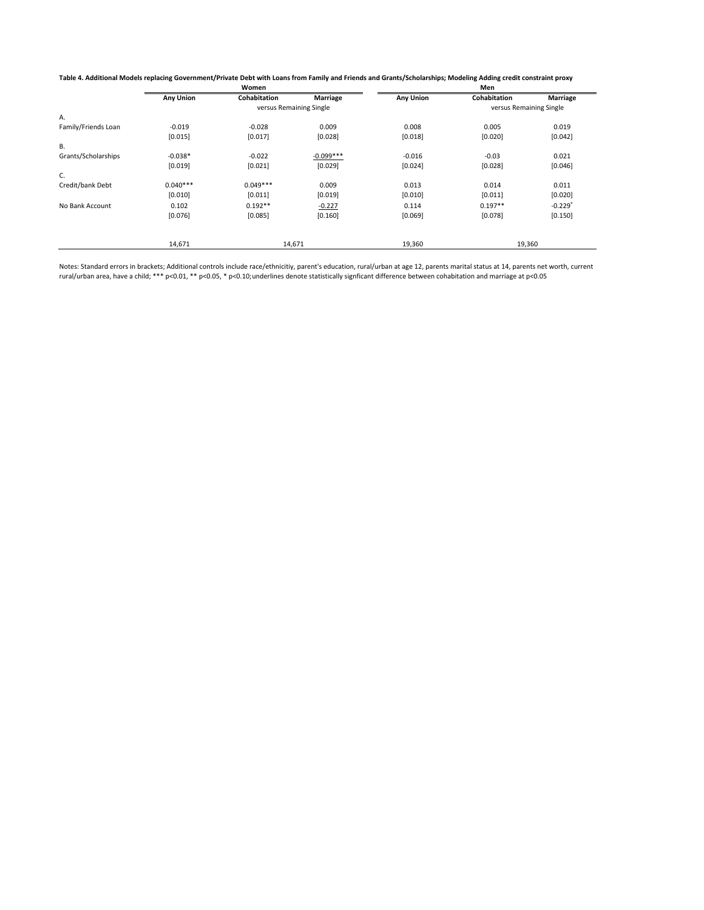**Table 4. Additional Models replacing Government/Private Debt with Loans from Family and Friends and Grants/Scholarships; Modeling Adding credit constraint proxy**

| | Women | | | Men | | |
|---|---|---|---|---|---|---|
| | Any Union | Cohabitation | Marriage | Any Union | Cohabitation | Marriage |
| | | versus Remaining Single | | | versus Remaining Single | |
| A. | | | | | | |
| Family/Friends Loan | -0.019 | -0.028 | 0.009 | 0.008 | 0.005 | 0.019 |
| | [0.015] | [0.017] | [0.028] | [0.018] | [0.020] | [0.042] |
| B. | | | | | | |
| Grants/Scholarships | -0.038* | -0.022 | <u>-0.099***</u> | -0.016 | -0.03 | 0.021 |
| | [0.019] | [0.021] | [0.029] | [0.024] | [0.028] | [0.046] |
| C. | | | | | | |
| Credit/bank Debt | 0.040*** | 0.049*** | 0.009 | 0.013 | 0.014 | 0.011 |
| | [0.010] | [0.011] | [0.019] | [0.010] | [0.011] | [0.020] |
| No Bank Account | 0.102 | 0.192** | <u>-0.227</u> | 0.114 | 0.197** | -0.229[+] |
| | [0.076] | [0.085] | [0.160] | [0.069] | [0.078] | [0.150] |
| | 14,671 | 14,671 | | 19,360 | 19,360 | |

Notes: Standard errors in brackets; Additional controls include race/ethnicitiy, parent's education, rural/urban at age 12, parents marital status at 14, parents net worth, current rural/urban area, have a child; *** p<0.01, ** p<0.05, * p<0.10;underlines denote statistically signficant difference between cohabitation and marriage at p<0.05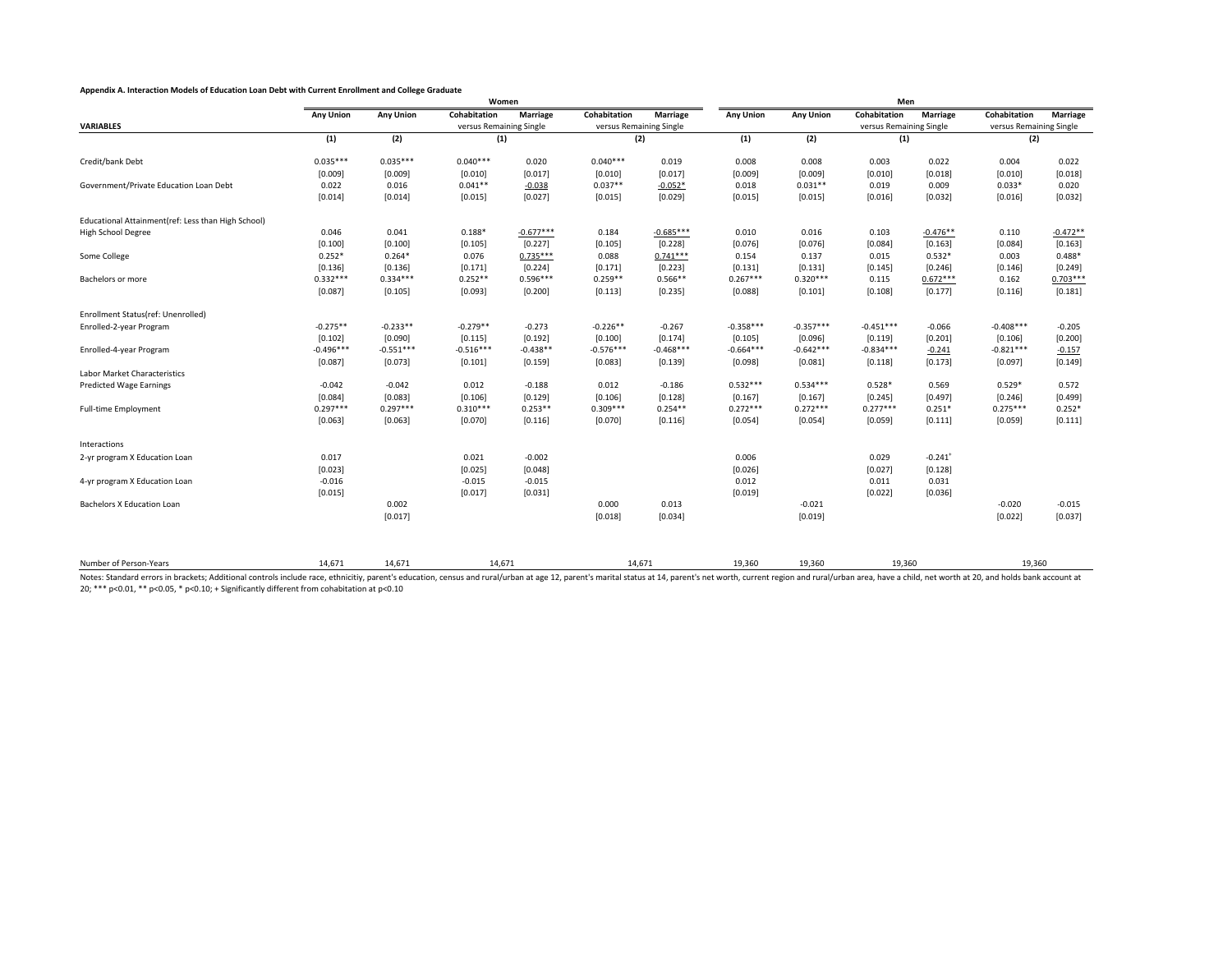**Appendix A. Interaction Models of Education Loan Debt with Current Enrollment and College Graduate**

| VARIABLES | Women: Any Union (1) | Women: Any Union (2) | Women (1): Cohabitation versus Remaining Single | Women (1): Marriage versus Remaining Single | Women (2): Cohabitation versus Remaining Single | Women (2): Marriage versus Remaining Single | Men: Any Union (1) | Men: Any Union (2) | Men (1): Cohabitation versus Remaining Single | Men (1): Marriage versus Remaining Single | Men (2): Cohabitation versus Remaining Single | Men (2): Marriage versus Remaining Single |
|---|---|---|---|---|---|---|---|---|---|---|---|---|
| Credit/bank Debt | 0.035*** | 0.035*** | 0.040*** | 0.020 | 0.040*** | 0.019 | 0.008 | 0.008 | 0.003 | 0.022 | 0.004 | 0.022 |
| | [0.009] | [0.009] | [0.010] | [0.017] | [0.010] | [0.017] | [0.009] | [0.009] | [0.010] | [0.018] | [0.010] | [0.018] |
| Government/Private Education Loan Debt | 0.022 | 0.016 | 0.041** | -0.038 | 0.037** | -0.052* | 0.018 | 0.031** | 0.019 | 0.009 | 0.033* | 0.020 |
| | [0.014] | [0.014] | [0.015] | [0.027] | [0.015] | [0.029] | [0.015] | [0.015] | [0.016] | [0.032] | [0.016] | [0.032] |
| Educational Attainment(ref: Less than High School) | | | | | | | | | | | | |
| High School Degree | 0.046 | 0.041 | 0.188* | -0.677*** | 0.184 | -0.685*** | 0.010 | 0.016 | 0.103 | -0.476** | 0.110 | -0.472** |
| | [0.100] | [0.100] | [0.105] | [0.227] | [0.105] | [0.228] | [0.076] | [0.076] | [0.084] | [0.163] | [0.084] | [0.163] |
| Some College | 0.252* | 0.264* | 0.076 | 0.735*** | 0.088 | 0.741*** | 0.154 | 0.137 | 0.015 | 0.532* | 0.003 | 0.488* |
| | [0.136] | [0.136] | [0.171] | [0.224] | [0.171] | [0.223] | [0.131] | [0.131] | [0.145] | [0.246] | [0.146] | [0.249] |
| Bachelors or more | 0.332*** | 0.334*** | 0.252** | 0.596*** | 0.259** | 0.566** | 0.267*** | 0.320*** | 0.115 | 0.672*** | 0.162 | 0.703*** |
| | [0.087] | [0.105] | [0.093] | [0.200] | [0.113] | [0.235] | [0.088] | [0.101] | [0.108] | [0.177] | [0.116] | [0.181] |
| Enrollment Status(ref: Unenrolled) | | | | | | | | | | | | |
| Enrolled-2-year Program | -0.275** | -0.233** | -0.279** | -0.273 | -0.226** | -0.267 | -0.358*** | -0.357*** | -0.451*** | -0.066 | -0.408*** | -0.205 |
| | [0.102] | [0.090] | [0.115] | [0.192] | [0.100] | [0.174] | [0.105] | [0.096] | [0.119] | [0.201] | [0.106] | [0.200] |
| Enrolled-4-year Program | -0.496*** | -0.551*** | -0.516*** | -0.438** | -0.576*** | -0.468*** | -0.664*** | -0.642*** | -0.834*** | -0.241 | -0.821*** | -0.157 |
| | [0.087] | [0.073] | [0.101] | [0.159] | [0.083] | [0.139] | [0.098] | [0.081] | [0.118] | [0.173] | [0.097] | [0.149] |
| Labor Market Characteristics | | | | | | | | | | | | |
| Predicted Wage Earnings | -0.042 | -0.042 | 0.012 | -0.188 | 0.012 | -0.186 | 0.532*** | 0.534*** | 0.528* | 0.569 | 0.529* | 0.572 |
| | [0.084] | [0.083] | [0.106] | [0.129] | [0.106] | [0.128] | [0.167] | [0.167] | [0.245] | [0.497] | [0.246] | [0.499] |
| Full-time Employment | 0.297*** | 0.297*** | 0.310*** | 0.253** | 0.309*** | 0.254** | 0.272*** | 0.272*** | 0.277*** | 0.251* | 0.275*** | 0.252* |
| | [0.063] | [0.063] | [0.070] | [0.116] | [0.070] | [0.116] | [0.054] | [0.054] | [0.059] | [0.111] | [0.059] | [0.111] |
| Interactions | | | | | | | | | | | | |
| 2-yr program X Education Loan | 0.017 | | 0.021 | -0.002 | | | 0.006 | | 0.029 | -0.241+ | | |
| | [0.023] | | [0.025] | [0.048] | | | [0.026] | | [0.027] | [0.128] | | |
| 4-yr program X Education Loan | -0.016 | | -0.015 | -0.015 | | | 0.012 | | 0.011 | 0.031 | | |
| | [0.015] | | [0.017] | [0.031] | | | [0.019] | | [0.022] | [0.036] | | |
| Bachelors X Education Loan | | 0.002 | | | 0.000 | 0.013 | | -0.021 | | | -0.020 | -0.015 |
| | | [0.017] | | | [0.018] | [0.034] | | [0.019] | | | [0.022] | [0.037] |
| Number of Person-Years | 14,671 | 14,671 | 14,671 | | 14,671 | | 19,360 | 19,360 | 19,360 | | 19,360 | |

Notes: Standard errors in brackets; Additional controls include race, ethnicitiy, parent's education, census and rural/urban at age 12, parent's marital status at 14, parent's net worth, current region and rural/urban area, have a child, net worth at 20, and holds bank account at 20; *** p<0.01, ** p<0.05, * p<0.10; + Significantly different from cohabitation at p<0.10